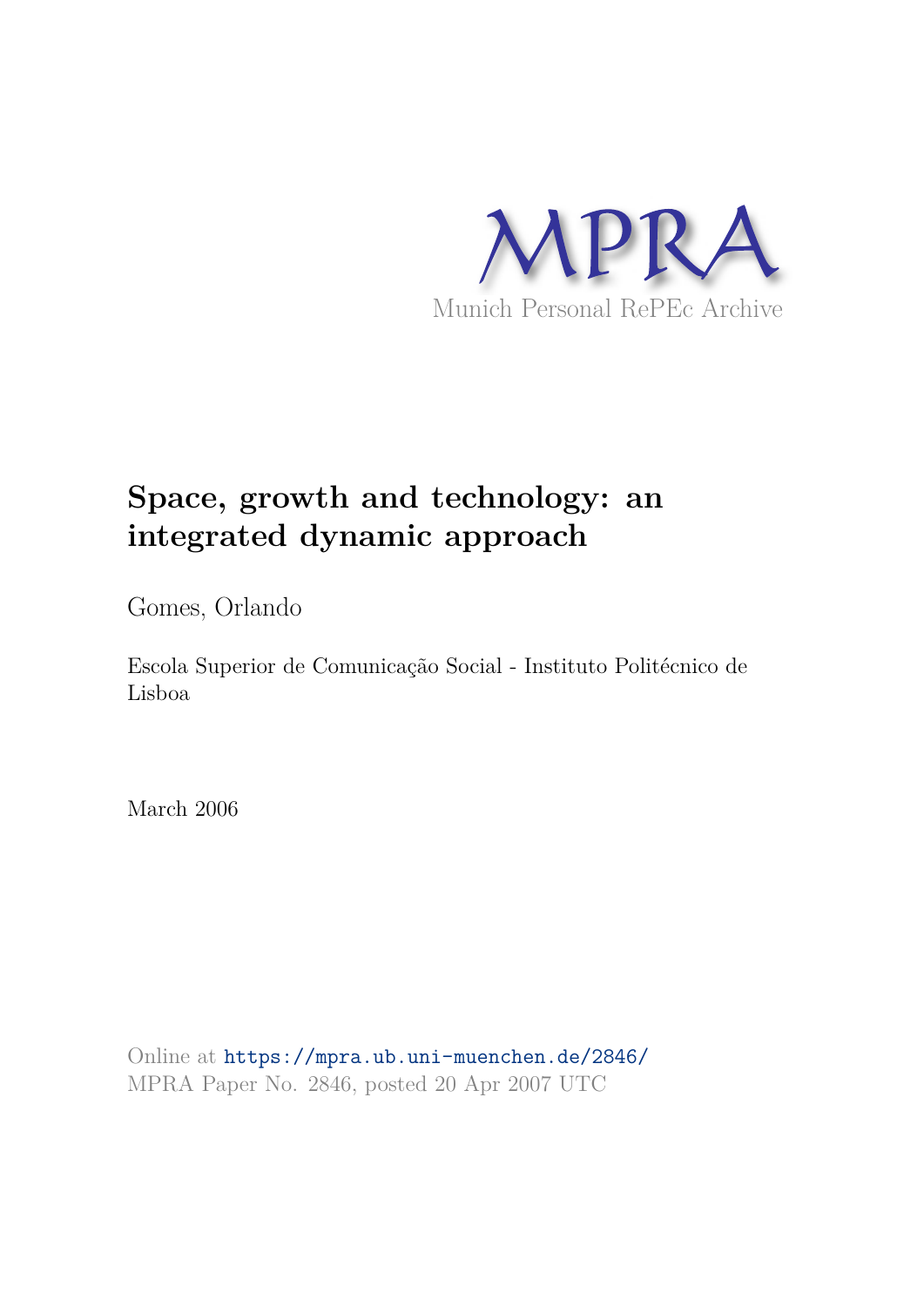MPRA

Munich Personal RePEc Archive

# Space, growth and technology: an integrated dynamic approach

Gomes, Orlando

Escola Superior de Comunicação Social - Instituto Politécnico de Lisboa

March 2006

Online at https://mpra.ub.uni-muenchen.de/2846/
MPRA Paper No. 2846, posted 20 Apr 2007 UTC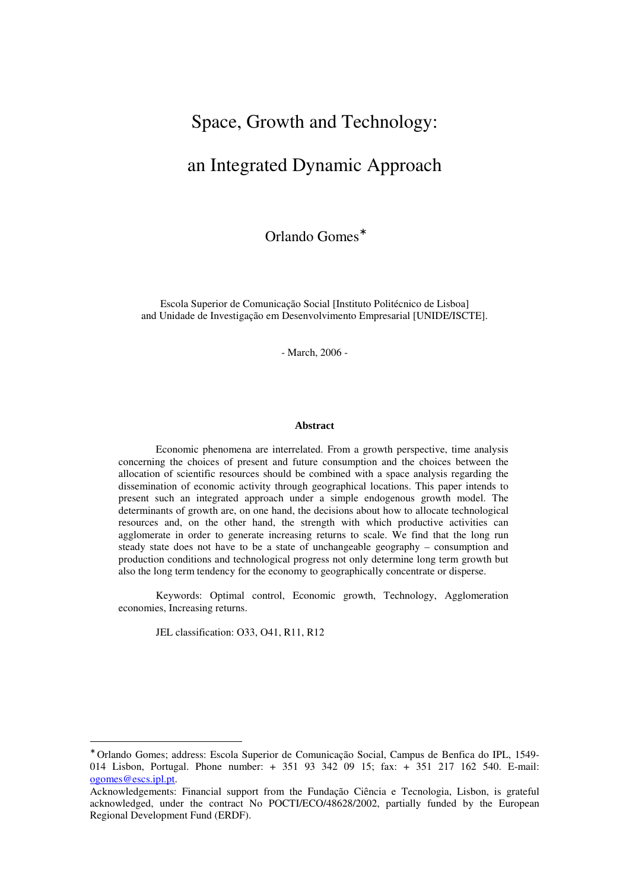# Space, Growth and Technology:

# an Integrated Dynamic Approach

Orlando Gomes*

Escola Superior de Comunicação Social [Instituto Politécnico de Lisboa]
and Unidade de Investigação em Desenvolvimento Empresarial [UNIDE/ISCTE].

- March, 2006 -

**Abstract**

Economic phenomena are interrelated. From a growth perspective, time analysis concerning the choices of present and future consumption and the choices between the allocation of scientific resources should be combined with a space analysis regarding the dissemination of economic activity through geographical locations. This paper intends to present such an integrated approach under a simple endogenous growth model. The determinants of growth are, on one hand, the decisions about how to allocate technological resources and, on the other hand, the strength with which productive activities can agglomerate in order to generate increasing returns to scale. We find that the long run steady state does not have to be a state of unchangeable geography – consumption and production conditions and technological progress not only determine long term growth but also the long term tendency for the economy to geographically concentrate or disperse.

Keywords: Optimal control, Economic growth, Technology, Agglomeration economies, Increasing returns.

JEL classification: O33, O41, R11, R12

---

* Orlando Gomes; address: Escola Superior de Comunicação Social, Campus de Benfica do IPL, 1549-014 Lisbon, Portugal. Phone number: + 351 93 342 09 15; fax: + 351 217 162 540. E-mail: ogomes@escs.ipl.pt.

Acknowledgements: Financial support from the Fundação Ciência e Tecnologia, Lisbon, is grateful acknowledged, under the contract No POCTI/ECO/48628/2002, partially funded by the European Regional Development Fund (ERDF).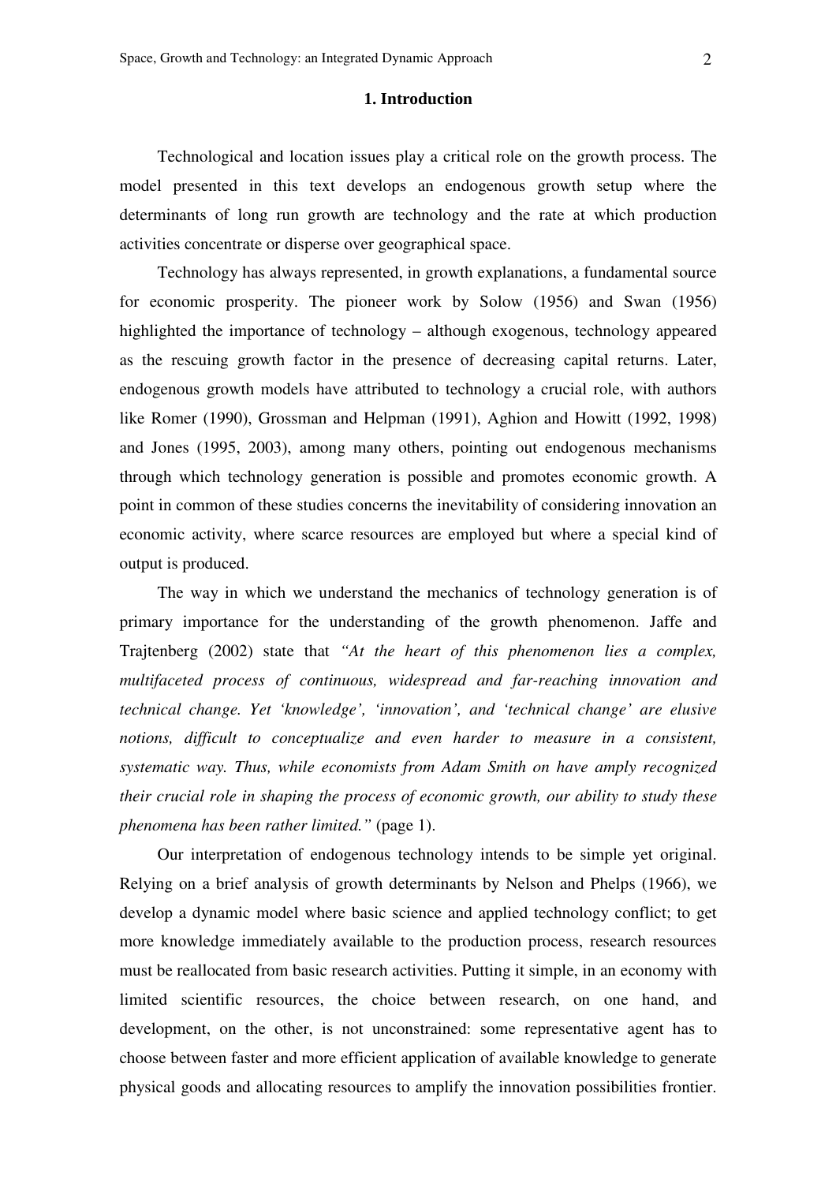# 1. Introduction

Technological and location issues play a critical role on the growth process. The model presented in this text develops an endogenous growth setup where the determinants of long run growth are technology and the rate at which production activities concentrate or disperse over geographical space.

Technology has always represented, in growth explanations, a fundamental source for economic prosperity. The pioneer work by Solow (1956) and Swan (1956) highlighted the importance of technology – although exogenous, technology appeared as the rescuing growth factor in the presence of decreasing capital returns. Later, endogenous growth models have attributed to technology a crucial role, with authors like Romer (1990), Grossman and Helpman (1991), Aghion and Howitt (1992, 1998) and Jones (1995, 2003), among many others, pointing out endogenous mechanisms through which technology generation is possible and promotes economic growth. A point in common of these studies concerns the inevitability of considering innovation an economic activity, where scarce resources are employed but where a special kind of output is produced.

The way in which we understand the mechanics of technology generation is of primary importance for the understanding of the growth phenomenon. Jaffe and Trajtenberg (2002) state that *"At the heart of this phenomenon lies a complex, multifaceted process of continuous, widespread and far-reaching innovation and technical change. Yet 'knowledge', 'innovation', and 'technical change' are elusive notions, difficult to conceptualize and even harder to measure in a consistent, systematic way. Thus, while economists from Adam Smith on have amply recognized their crucial role in shaping the process of economic growth, our ability to study these phenomena has been rather limited."* (page 1).

Our interpretation of endogenous technology intends to be simple yet original. Relying on a brief analysis of growth determinants by Nelson and Phelps (1966), we develop a dynamic model where basic science and applied technology conflict; to get more knowledge immediately available to the production process, research resources must be reallocated from basic research activities. Putting it simple, in an economy with limited scientific resources, the choice between research, on one hand, and development, on the other, is not unconstrained: some representative agent has to choose between faster and more efficient application of available knowledge to generate physical goods and allocating resources to amplify the innovation possibilities frontier.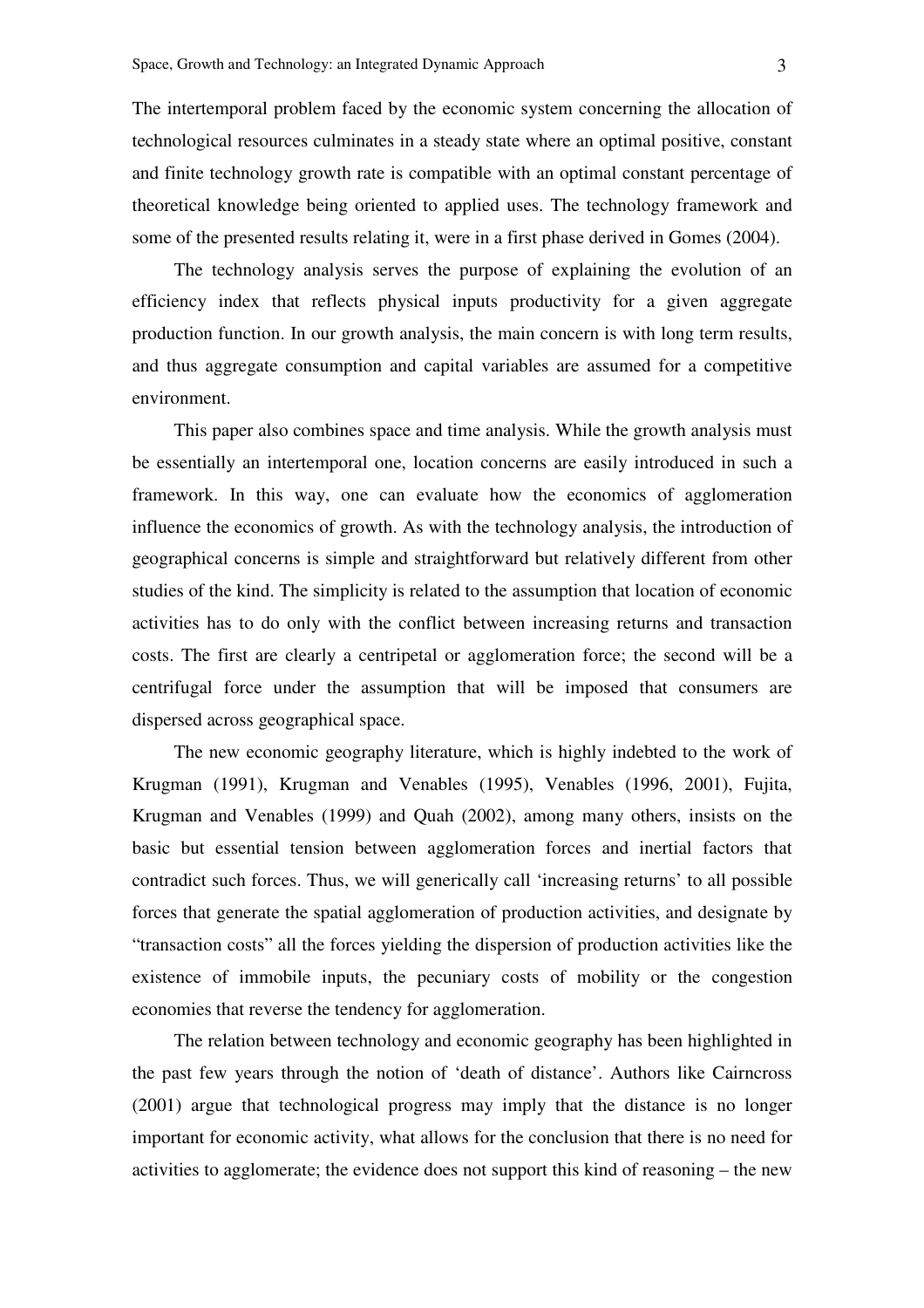The intertemporal problem faced by the economic system concerning the allocation of technological resources culminates in a steady state where an optimal positive, constant and finite technology growth rate is compatible with an optimal constant percentage of theoretical knowledge being oriented to applied uses. The technology framework and some of the presented results relating it, were in a first phase derived in Gomes (2004).

The technology analysis serves the purpose of explaining the evolution of an efficiency index that reflects physical inputs productivity for a given aggregate production function. In our growth analysis, the main concern is with long term results, and thus aggregate consumption and capital variables are assumed for a competitive environment.

This paper also combines space and time analysis. While the growth analysis must be essentially an intertemporal one, location concerns are easily introduced in such a framework. In this way, one can evaluate how the economics of agglomeration influence the economics of growth. As with the technology analysis, the introduction of geographical concerns is simple and straightforward but relatively different from other studies of the kind. The simplicity is related to the assumption that location of economic activities has to do only with the conflict between increasing returns and transaction costs. The first are clearly a centripetal or agglomeration force; the second will be a centrifugal force under the assumption that will be imposed that consumers are dispersed across geographical space.

The new economic geography literature, which is highly indebted to the work of Krugman (1991), Krugman and Venables (1995), Venables (1996, 2001), Fujita, Krugman and Venables (1999) and Quah (2002), among many others, insists on the basic but essential tension between agglomeration forces and inertial factors that contradict such forces. Thus, we will generically call 'increasing returns' to all possible forces that generate the spatial agglomeration of production activities, and designate by "transaction costs" all the forces yielding the dispersion of production activities like the existence of immobile inputs, the pecuniary costs of mobility or the congestion economies that reverse the tendency for agglomeration.

The relation between technology and economic geography has been highlighted in the past few years through the notion of 'death of distance'. Authors like Cairncross (2001) argue that technological progress may imply that the distance is no longer important for economic activity, what allows for the conclusion that there is no need for activities to agglomerate; the evidence does not support this kind of reasoning – the new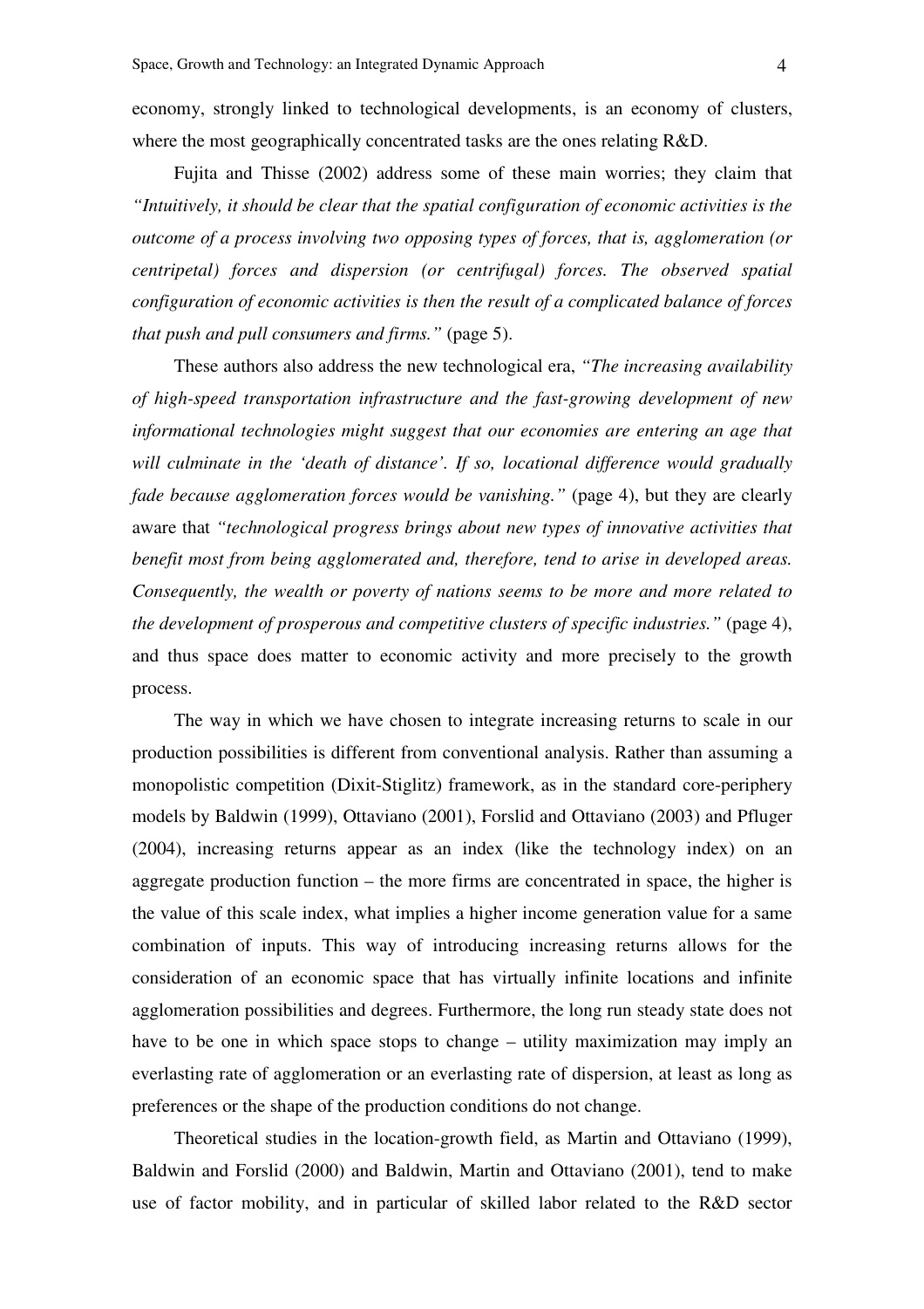economy, strongly linked to technological developments, is an economy of clusters, where the most geographically concentrated tasks are the ones relating R&D.

Fujita and Thisse (2002) address some of these main worries; they claim that *"Intuitively, it should be clear that the spatial configuration of economic activities is the outcome of a process involving two opposing types of forces, that is, agglomeration (or centripetal) forces and dispersion (or centrifugal) forces. The observed spatial configuration of economic activities is then the result of a complicated balance of forces that push and pull consumers and firms."* (page 5).

These authors also address the new technological era, *"The increasing availability of high-speed transportation infrastructure and the fast-growing development of new informational technologies might suggest that our economies are entering an age that will culminate in the 'death of distance'. If so, locational difference would gradually fade because agglomeration forces would be vanishing."* (page 4), but they are clearly aware that *"technological progress brings about new types of innovative activities that benefit most from being agglomerated and, therefore, tend to arise in developed areas. Consequently, the wealth or poverty of nations seems to be more and more related to the development of prosperous and competitive clusters of specific industries."* (page 4), and thus space does matter to economic activity and more precisely to the growth process.

The way in which we have chosen to integrate increasing returns to scale in our production possibilities is different from conventional analysis. Rather than assuming a monopolistic competition (Dixit-Stiglitz) framework, as in the standard core-periphery models by Baldwin (1999), Ottaviano (2001), Forslid and Ottaviano (2003) and Pfluger (2004), increasing returns appear as an index (like the technology index) on an aggregate production function – the more firms are concentrated in space, the higher is the value of this scale index, what implies a higher income generation value for a same combination of inputs. This way of introducing increasing returns allows for the consideration of an economic space that has virtually infinite locations and infinite agglomeration possibilities and degrees. Furthermore, the long run steady state does not have to be one in which space stops to change – utility maximization may imply an everlasting rate of agglomeration or an everlasting rate of dispersion, at least as long as preferences or the shape of the production conditions do not change.

Theoretical studies in the location-growth field, as Martin and Ottaviano (1999), Baldwin and Forslid (2000) and Baldwin, Martin and Ottaviano (2001), tend to make use of factor mobility, and in particular of skilled labor related to the R&D sector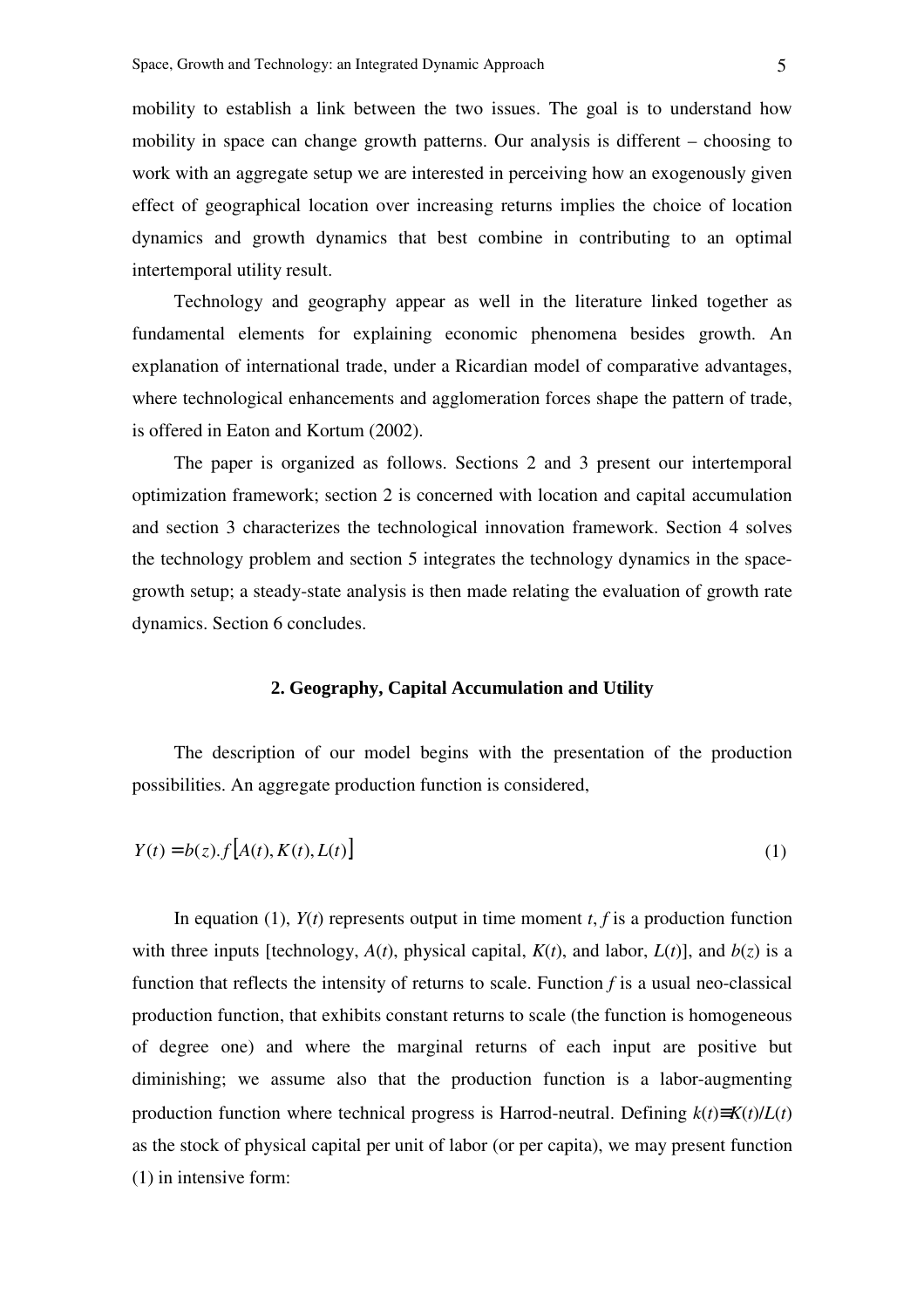mobility to establish a link between the two issues. The goal is to understand how mobility in space can change growth patterns. Our analysis is different – choosing to work with an aggregate setup we are interested in perceiving how an exogenously given effect of geographical location over increasing returns implies the choice of location dynamics and growth dynamics that best combine in contributing to an optimal intertemporal utility result.

Technology and geography appear as well in the literature linked together as fundamental elements for explaining economic phenomena besides growth. An explanation of international trade, under a Ricardian model of comparative advantages, where technological enhancements and agglomeration forces shape the pattern of trade, is offered in Eaton and Kortum (2002).

The paper is organized as follows. Sections 2 and 3 present our intertemporal optimization framework; section 2 is concerned with location and capital accumulation and section 3 characterizes the technological innovation framework. Section 4 solves the technology problem and section 5 integrates the technology dynamics in the space-growth setup; a steady-state analysis is then made relating the evaluation of growth rate dynamics. Section 6 concludes.

## 2. Geography, Capital Accumulation and Utility

The description of our model begins with the presentation of the production possibilities. An aggregate production function is considered,

$$Y(t) = b(z).f\left[A(t), K(t), L(t)\right] \tag{1}$$

In equation (1), $Y(t)$ represents output in time moment $t$, $f$ is a production function with three inputs [technology, $A(t)$, physical capital, $K(t)$, and labor, $L(t)$], and $b(z)$ is a function that reflects the intensity of returns to scale. Function $f$ is a usual neo-classical production function, that exhibits constant returns to scale (the function is homogeneous of degree one) and where the marginal returns of each input are positive but diminishing; we assume also that the production function is a labor-augmenting production function where technical progress is Harrod-neutral. Defining $k(t)\equiv K(t)/L(t)$ as the stock of physical capital per unit of labor (or per capita), we may present function (1) in intensive form: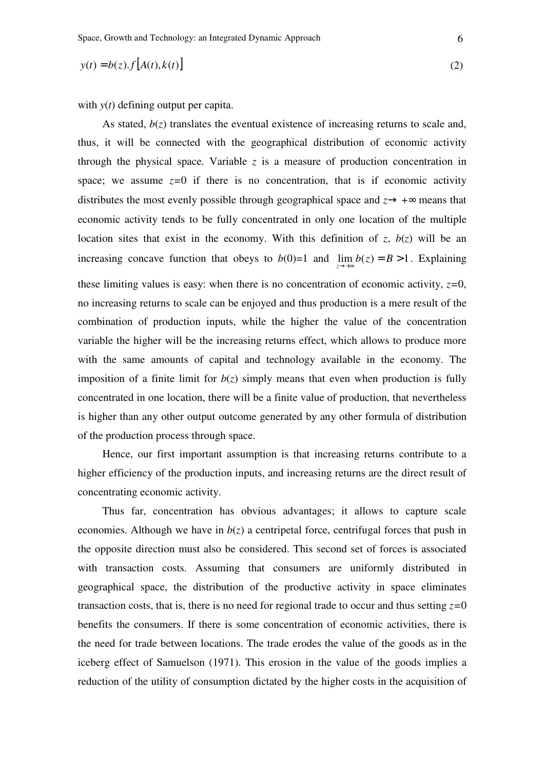$$y(t) = b(z).f\left[A(t), k(t)\right] \tag{2}$$

with $y(t)$ defining output per capita.

As stated, $b(z)$ translates the eventual existence of increasing returns to scale and, thus, it will be connected with the geographical distribution of economic activity through the physical space. Variable $z$ is a measure of production concentration in space; we assume $z$=0 if there is no concentration, that is if economic activity distributes the most evenly possible through geographical space and $z \to +\infty$ means that economic activity tends to be fully concentrated in only one location of the multiple location sites that exist in the economy. With this definition of $z$, $b(z)$ will be an increasing concave function that obeys to $b(0)$=1 and $\lim_{z \to +\infty} b(z) = B > 1$. Explaining these limiting values is easy: when there is no concentration of economic activity, $z$=0, no increasing returns to scale can be enjoyed and thus production is a mere result of the combination of production inputs, while the higher the value of the concentration variable the higher will be the increasing returns effect, which allows to produce more with the same amounts of capital and technology available in the economy. The imposition of a finite limit for $b(z)$ simply means that even when production is fully concentrated in one location, there will be a finite value of production, that nevertheless is higher than any other output outcome generated by any other formula of distribution of the production process through space.

Hence, our first important assumption is that increasing returns contribute to a higher efficiency of the production inputs, and increasing returns are the direct result of concentrating economic activity.

Thus far, concentration has obvious advantages; it allows to capture scale economies. Although we have in $b(z)$ a centripetal force, centrifugal forces that push in the opposite direction must also be considered. This second set of forces is associated with transaction costs. Assuming that consumers are uniformly distributed in geographical space, the distribution of the productive activity in space eliminates transaction costs, that is, there is no need for regional trade to occur and thus setting $z$=0 benefits the consumers. If there is some concentration of economic activities, there is the need for trade between locations. The trade erodes the value of the goods as in the iceberg effect of Samuelson (1971). This erosion in the value of the goods implies a reduction of the utility of consumption dictated by the higher costs in the acquisition of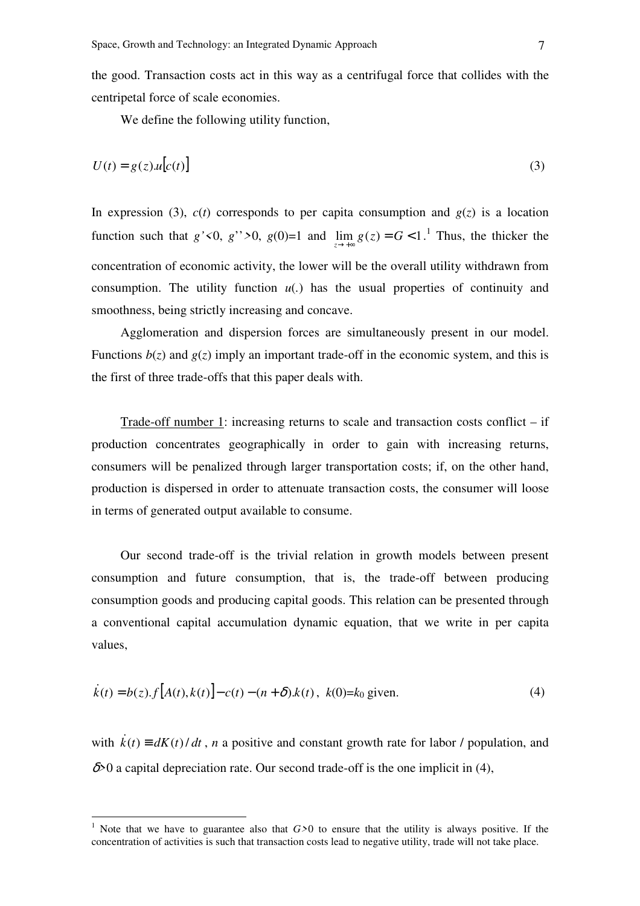the good. Transaction costs act in this way as a centrifugal force that collides with the centripetal force of scale economies.

We define the following utility function,

$$U(t) = g(z).u[c(t)] \tag{3}$$

In expression (3), $c(t)$ corresponds to per capita consumption and $g(z)$ is a location function such that $g'<0$, $g''>0$, $g(0)=1$ and $\lim_{z \to +\infty} g(z) = G < 1$.[1] Thus, the thicker the concentration of economic activity, the lower will be the overall utility withdrawn from consumption. The utility function $u(.)$ has the usual properties of continuity and smoothness, being strictly increasing and concave.

Agglomeration and dispersion forces are simultaneously present in our model. Functions $b(z)$ and $g(z)$ imply an important trade-off in the economic system, and this is the first of three trade-offs that this paper deals with.

Trade-off number 1: increasing returns to scale and transaction costs conflict – if production concentrates geographically in order to gain with increasing returns, consumers will be penalized through larger transportation costs; if, on the other hand, production is dispersed in order to attenuate transaction costs, the consumer will loose in terms of generated output available to consume.

Our second trade-off is the trivial relation in growth models between present consumption and future consumption, that is, the trade-off between producing consumption goods and producing capital goods. This relation can be presented through a conventional capital accumulation dynamic equation, that we write in per capita values,

$$\dot{k}(t) = b(z).f[A(t), k(t)] - c(t) - (n+\delta).k(t), \quad k(0)=k_0 \text{ given.} \tag{4}$$

with $\dot{k}(t) \equiv dK(t)/dt$, $n$ a positive and constant growth rate for labor / population, and $\delta>0$ a capital depreciation rate. Our second trade-off is the one implicit in (4),

---

[1] Note that we have to guarantee also that $G>0$ to ensure that the utility is always positive. If the concentration of activities is such that transaction costs lead to negative utility, trade will not take place.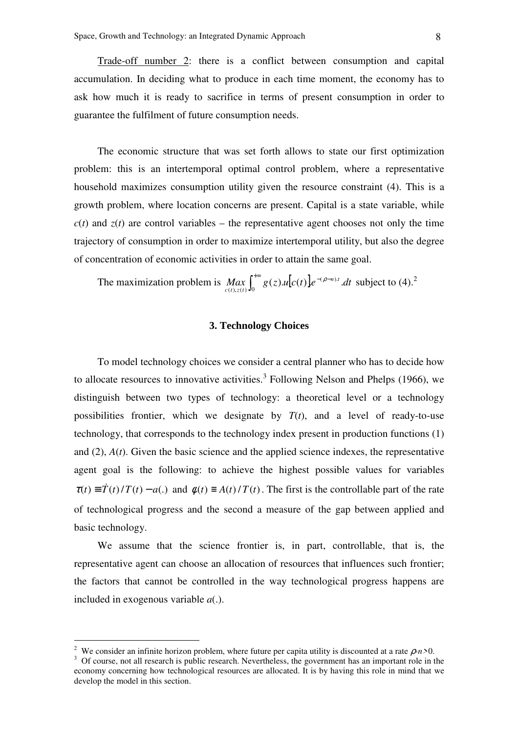Trade-off number 2: there is a conflict between consumption and capital accumulation. In deciding what to produce in each time moment, the economy has to ask how much it is ready to sacrifice in terms of present consumption in order to guarantee the fulfilment of future consumption needs.

The economic structure that was set forth allows to state our first optimization problem: this is an intertemporal optimal control problem, where a representative household maximizes consumption utility given the resource constraint (4). This is a growth problem, where location concerns are present. Capital is a state variable, while $c(t)$ and $z(t)$ are control variables – the representative agent chooses not only the time trajectory of consumption in order to maximize intertemporal utility, but also the degree of concentration of economic activities in order to attain the same goal.

The maximization problem is $\underset{c(t),z(t)}{Max} \int_0^{+\infty} g(z).u\left[c(t)\right]e^{-(\rho-n).t}.dt$ subject to (4).[2]

## 3. Technology Choices

To model technology choices we consider a central planner who has to decide how to allocate resources to innovative activities.[3] Following Nelson and Phelps (1966), we distinguish between two types of technology: a theoretical level or a technology possibilities frontier, which we designate by $T(t)$, and a level of ready-to-use technology, that corresponds to the technology index present in production functions (1) and (2), $A(t)$. Given the basic science and the applied science indexes, the representative agent goal is the following: to achieve the highest possible values for variables $\tau(t) \equiv \dot{T}(t)/T(t) - a(.)$ and $\phi(t) \equiv A(t)/T(t)$. The first is the controllable part of the rate of technological progress and the second a measure of the gap between applied and basic technology.

We assume that the science frontier is, in part, controllable, that is, the representative agent can choose an allocation of resources that influences such frontier; the factors that cannot be controlled in the way technological progress happens are included in exogenous variable $a(.)$.

---

[2] We consider an infinite horizon problem, where future per capita utility is discounted at a rate $\rho$-$n$>0.

[3] Of course, not all research is public research. Nevertheless, the government has an important role in the economy concerning how technological resources are allocated. It is by having this role in mind that we develop the model in this section.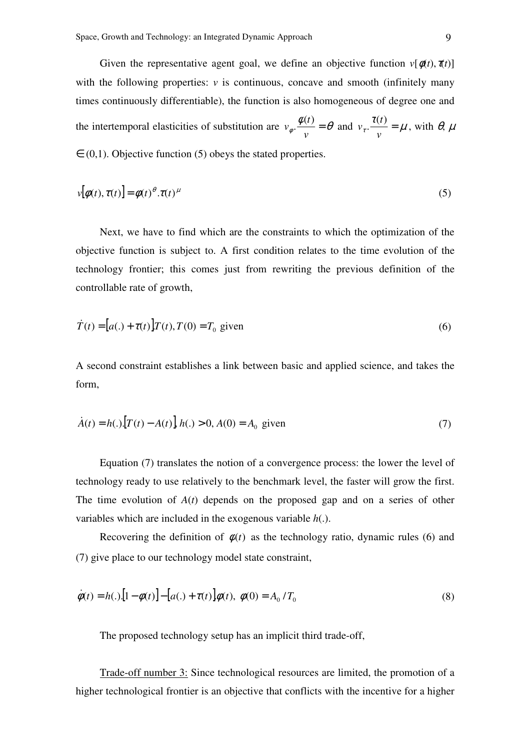Given the representative agent goal, we define an objective function $v[\phi(t),\tau(t)]$ with the following properties: $v$ is continuous, concave and smooth (infinitely many times continuously differentiable), the function is also homogeneous of degree one and the intertemporal elasticities of substitution are $v_{\varphi}.\frac{\phi(t)}{v}=\theta$ and $v_{\tau}.\frac{\tau(t)}{v}=\mu$, with $\theta, \mu \in (0,1)$. Objective function (5) obeys the stated properties.

$$v[\phi(t),\tau(t)]=\phi(t)^{\theta}.\tau(t)^{\mu} \tag{5}$$

Next, we have to find which are the constraints to which the optimization of the objective function is subject to. A first condition relates to the time evolution of the technology frontier; this comes just from rewriting the previous definition of the controllable rate of growth,

$$\dot{T}(t)=[a(.)+\tau(t)]T(t), T(0)=T_0 \text{ given} \tag{6}$$

A second constraint establishes a link between basic and applied science, and takes the form,

$$\dot{A}(t)=h(.).[T(t)-A(t)], h(.)>0, A(0)=A_0 \text{ given} \tag{7}$$

Equation (7) translates the notion of a convergence process: the lower the level of technology ready to use relatively to the benchmark level, the faster will grow the first. The time evolution of $A(t)$ depends on the proposed gap and on a series of other variables which are included in the exogenous variable $h(.)$.

Recovering the definition of $\phi(t)$ as the technology ratio, dynamic rules (6) and (7) give place to our technology model state constraint,

$$\dot{\phi}(t)=h(.).[1-\phi(t)]-[a(.)+\tau(t)]\phi(t),\ \phi(0)=A_0/T_0 \tag{8}$$

The proposed technology setup has an implicit third trade-off,

Trade-off number 3: Since technological resources are limited, the promotion of a higher technological frontier is an objective that conflicts with the incentive for a higher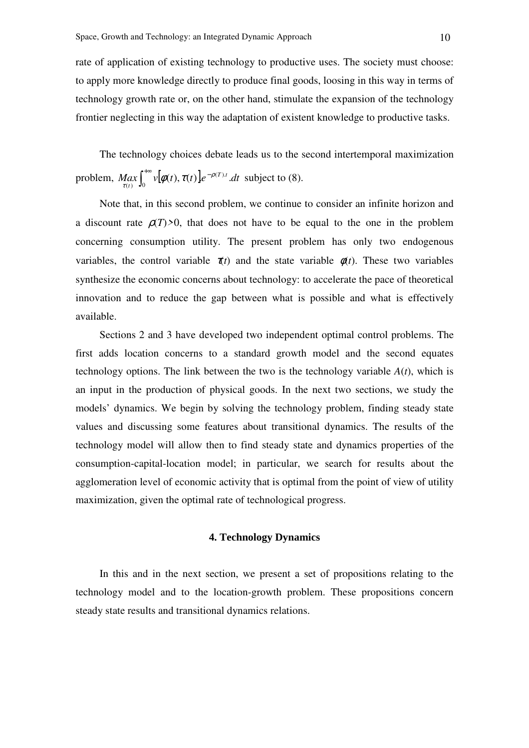rate of application of existing technology to productive uses. The society must choose: to apply more knowledge directly to produce final goods, loosing in this way in terms of technology growth rate or, on the other hand, stimulate the expansion of the technology frontier neglecting in this way the adaptation of existent knowledge to productive tasks.

The technology choices debate leads us to the second intertemporal maximization problem, $\underset{\tau(t)}{Max}\int_0^{+\infty} v[\phi(t),\tau(t)]e^{-\rho(T).t}.dt$ subject to (8).

Note that, in this second problem, we continue to consider an infinite horizon and a discount rate $\rho(T)>0$, that does not have to be equal to the one in the problem concerning consumption utility. The present problem has only two endogenous variables, the control variable $\tau(t)$ and the state variable $\phi(t)$. These two variables synthesize the economic concerns about technology: to accelerate the pace of theoretical innovation and to reduce the gap between what is possible and what is effectively available.

Sections 2 and 3 have developed two independent optimal control problems. The first adds location concerns to a standard growth model and the second equates technology options. The link between the two is the technology variable $A(t)$, which is an input in the production of physical goods. In the next two sections, we study the models' dynamics. We begin by solving the technology problem, finding steady state values and discussing some features about transitional dynamics. The results of the technology model will allow then to find steady state and dynamics properties of the consumption-capital-location model; in particular, we search for results about the agglomeration level of economic activity that is optimal from the point of view of utility maximization, given the optimal rate of technological progress.

## 4. Technology Dynamics

In this and in the next section, we present a set of propositions relating to the technology model and to the location-growth problem. These propositions concern steady state results and transitional dynamics relations.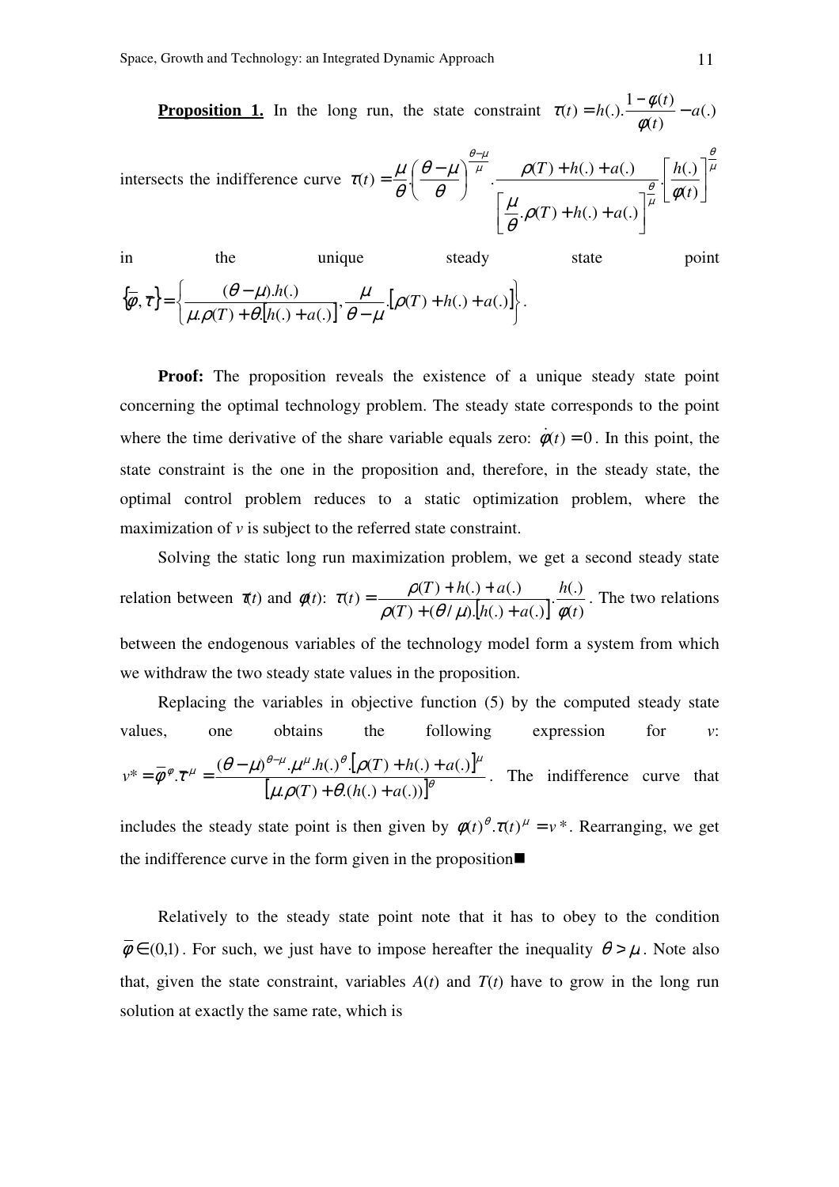**Proposition 1.** In the long run, the state constraint $\tau(t) = h(.).\dfrac{1-\phi(t)}{\phi(t)} - a(.)$ intersects the indifference curve $\tau(t) = \dfrac{\mu}{\theta}.\left(\dfrac{\theta-\mu}{\theta}\right)^{\frac{\theta-\mu}{\mu}}.\dfrac{\rho(T)+h(.)+a(.)}{\left[\dfrac{\mu}{\theta}.\rho(T)+h(.)+a(.)\right]^{\frac{\theta}{\mu}}}.\left[\dfrac{h(.)}{\phi(t)}\right]^{\frac{\theta}{\mu}}$ in the unique steady state point $\{\overline{\phi},\overline{\tau}\} = \left\{\dfrac{(\theta-\mu).h(.)}{\mu.\rho(T)+\theta.[h(.)+a(.)]}, \dfrac{\mu}{\theta-\mu}.[\rho(T)+h(.)+a(.)]\right\}$.

**Proof:** The proposition reveals the existence of a unique steady state point concerning the optimal technology problem. The steady state corresponds to the point where the time derivative of the share variable equals zero: $\dot{\phi}(t) = 0$. In this point, the state constraint is the one in the proposition and, therefore, in the steady state, the optimal control problem reduces to a static optimization problem, where the maximization of *v* is subject to the referred state constraint.

Solving the static long run maximization problem, we get a second steady state relation between $\tau(t)$ and $\phi(t)$: $\tau(t) = \dfrac{\rho(T)+h(.)+a(.)}{\rho(T)+(\theta/\mu).[h(.)+a(.)]}.\dfrac{h(.)}{\phi(t)}$. The two relations between the endogenous variables of the technology model form a system from which we withdraw the two steady state values in the proposition.

Replacing the variables in objective function (5) by the computed steady state values, one obtains the following expression for *v*: $v^* = \overline{\phi}^{\varphi}.\overline{\tau}^{\mu} = \dfrac{(\theta-\mu)^{\theta-\mu}.\mu^{\mu}.h(.)^{\theta}.[\rho(T)+h(.)+a(.)]^{\mu}}{[\mu.\rho(T)+\theta.(h(.)+a(.))]^{\theta}}$. The indifference curve that includes the steady state point is then given by $\phi(t)^{\theta}.\tau(t)^{\mu} = v^*$. Rearranging, we get the indifference curve in the form given in the proposition■

Relatively to the steady state point note that it has to obey to the condition $\overline{\phi} \in (0,1)$. For such, we just have to impose hereafter the inequality $\theta > \mu$. Note also that, given the state constraint, variables *A*(*t*) and *T*(*t*) have to grow in the long run solution at exactly the same rate, which is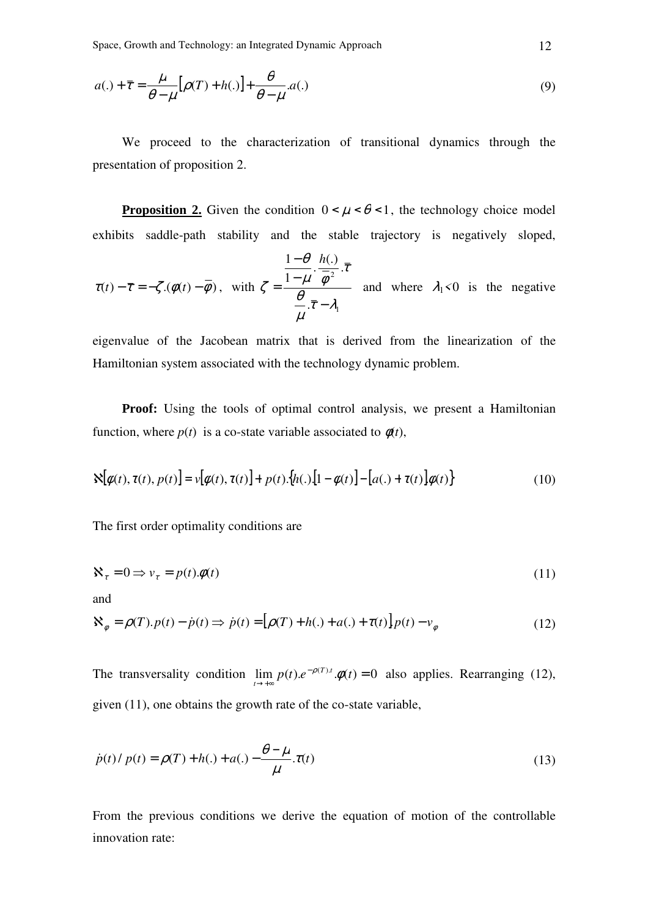$$a(.) + \bar{\tau} = \frac{\mu}{\theta - \mu}\left[\rho(T) + h(.)\right] + \frac{\theta}{\theta - \mu}.a(.) \tag{9}$$

We proceed to the characterization of transitional dynamics through the presentation of proposition 2.

**Proposition 2.** Given the condition $0 < \mu < \theta < 1$, the technology choice model exhibits saddle-path stability and the stable trajectory is negatively sloped, $\tau(t) - \bar{\tau} = -\zeta.(\phi(t) - \bar{\phi})$, with $\zeta = \dfrac{\frac{1-\theta}{1-\mu}.\frac{h(.)}{\bar{\phi}^2}.\bar{\tau}}{\frac{\theta}{\mu}.\bar{\tau} - \lambda_1}$ and where $\lambda_1 < 0$ is the negative eigenvalue of the Jacobean matrix that is derived from the linearization of the Hamiltonian system associated with the technology dynamic problem.

**Proof:** Using the tools of optimal control analysis, we present a Hamiltonian function, where $p(t)$ is a co-state variable associated to $\phi(t)$,

$$\aleph\left[\phi(t), \tau(t), p(t)\right] = v\left[\phi(t), \tau(t)\right] + p(t).\left\{h(.).\left[1 - \phi(t)\right] - \left[a(.) + \tau(t)\right]\phi(t)\right\} \tag{10}$$

The first order optimality conditions are

$$\aleph_{\tau} = 0 \Rightarrow v_{\tau} = p(t).\phi(t) \tag{11}$$

and

$$\aleph_{\phi} = \rho(T).p(t) - \dot{p}(t) \Rightarrow \dot{p}(t) = \left[\rho(T) + h(.) + a(.) + \tau(t)\right]p(t) - v_{\phi} \tag{12}$$

The transversality condition $\lim_{t \to +\infty} p(t).e^{-\rho(T).t}.\phi(t) = 0$ also applies. Rearranging (12), given (11), one obtains the growth rate of the co-state variable,

$$\dot{p}(t)/p(t) = \rho(T) + h(.) + a(.) - \frac{\theta - \mu}{\mu}.\tau(t) \tag{13}$$

From the previous conditions we derive the equation of motion of the controllable innovation rate: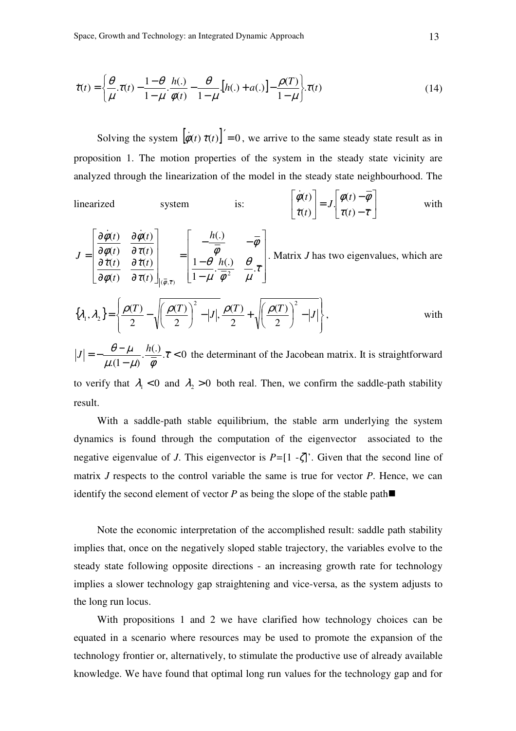$$\dot{\tau}(t) = \left\{ \frac{\theta}{\mu}.\tau(t) - \frac{1-\theta}{1-\mu}.\frac{h(.)}{\varphi(t)} - \frac{\theta}{1-\mu}.\left[h(.) + a(.)\right] - \frac{\rho(T)}{1-\mu} \right\}.\tau(t) \tag{14}$$

Solving the system $\left[\dot{\varphi}(t)\ \dot{\tau}(t)\right]' = 0$, we arrive to the same steady state result as in proposition 1. The motion properties of the system in the steady state vicinity are analyzed through the linearization of the model in the steady state neighbourhood. The linearized system is: $\begin{bmatrix} \dot{\varphi}(t) \\ \dot{\tau}(t) \end{bmatrix} = J.\begin{bmatrix} \varphi(t) - \overline{\varphi} \\ \tau(t) - \overline{\tau} \end{bmatrix}$ with $J = \begin{bmatrix} \frac{\partial \dot{\varphi}(t)}{\partial \varphi(t)} & \frac{\partial \dot{\varphi}(t)}{\partial \tau(t)} \\ \frac{\partial \dot{\tau}(t)}{\partial \varphi(t)} & \frac{\partial \dot{\tau}(t)}{\partial \tau(t)} \end{bmatrix}_{(\overline{\varphi},\overline{\tau})} = \begin{bmatrix} -\frac{h(.)}{\overline{\varphi}} & -\overline{\varphi} \\ \frac{1-\theta}{1-\mu}.\frac{h(.)}{\overline{\varphi}^2} & \frac{\theta}{\mu}.\overline{\tau} \end{bmatrix}$. Matrix $J$ has two eigenvalues, which are $\{\lambda_1, \lambda_2\} = \left\{ \frac{\rho(T)}{2} - \sqrt{\left(\frac{\rho(T)}{2}\right)^2 - |J|}, \frac{\rho(T)}{2} + \sqrt{\left(\frac{\rho(T)}{2}\right)^2 - |J|} \right\}$, with $|J| = -\frac{\theta - \mu}{\mu.(1-\mu)}.\frac{h(.)}{\overline{\varphi}}.\overline{\tau} < 0$ the determinant of the Jacobean matrix. It is straightforward to verify that $\lambda_1 < 0$ and $\lambda_2 > 0$ both real. Then, we confirm the saddle-path stability result.

With a saddle-path stable equilibrium, the stable arm underlying the system dynamics is found through the computation of the eigenvector associated to the negative eigenvalue of *J*. This eigenvector is $P$=[1 -$\zeta$]'. Given that the second line of matrix *J* respects to the control variable the same is true for vector *P*. Hence, we can identify the second element of vector *P* as being the slope of the stable path■

Note the economic interpretation of the accomplished result: saddle path stability implies that, once on the negatively sloped stable trajectory, the variables evolve to the steady state following opposite directions - an increasing growth rate for technology implies a slower technology gap straightening and vice-versa, as the system adjusts to the long run locus.

With propositions 1 and 2 we have clarified how technology choices can be equated in a scenario where resources may be used to promote the expansion of the technology frontier or, alternatively, to stimulate the productive use of already available knowledge. We have found that optimal long run values for the technology gap and for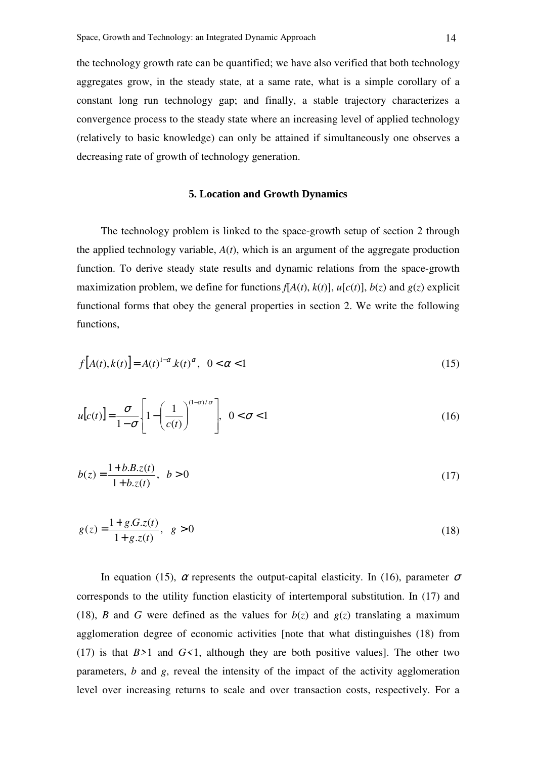the technology growth rate can be quantified; we have also verified that both technology aggregates grow, in the steady state, at a same rate, what is a simple corollary of a constant long run technology gap; and finally, a stable trajectory characterizes a convergence process to the steady state where an increasing level of applied technology (relatively to basic knowledge) can only be attained if simultaneously one observes a decreasing rate of growth of technology generation.

### 5. Location and Growth Dynamics

The technology problem is linked to the space-growth setup of section 2 through the applied technology variable, $A(t)$, which is an argument of the aggregate production function. To derive steady state results and dynamic relations from the space-growth maximization problem, we define for functions $f[A(t), k(t)]$, $u[c(t)]$, $b(z)$ and $g(z)$ explicit functional forms that obey the general properties in section 2. We write the following functions,

$$f\left[A(t),k(t)\right]=A(t)^{1-\alpha}.k(t)^{\alpha},\ \ 0<\alpha<1 \tag{15}$$

$$u[c(t)]=\frac{\sigma}{1-\sigma}.\left[1-\left(\frac{1}{c(t)}\right)^{(1-\sigma)/\sigma}\right],\ \ 0<\sigma<1 \tag{16}$$

$$b(z)=\frac{1+b.B.z(t)}{1+b.z(t)},\ \ b>0 \tag{17}$$

$$g(z)=\frac{1+g.G.z(t)}{1+g.z(t)},\ \ g>0 \tag{18}$$

In equation (15), $\alpha$ represents the output-capital elasticity. In (16), parameter $\sigma$ corresponds to the utility function elasticity of intertemporal substitution. In (17) and (18), $B$ and $G$ were defined as the values for $b(z)$ and $g(z)$ translating a maximum agglomeration degree of economic activities [note that what distinguishes (18) from (17) is that $B>1$ and $G<1$, although they are both positive values]. The other two parameters, $b$ and $g$, reveal the intensity of the impact of the activity agglomeration level over increasing returns to scale and over transaction costs, respectively. For a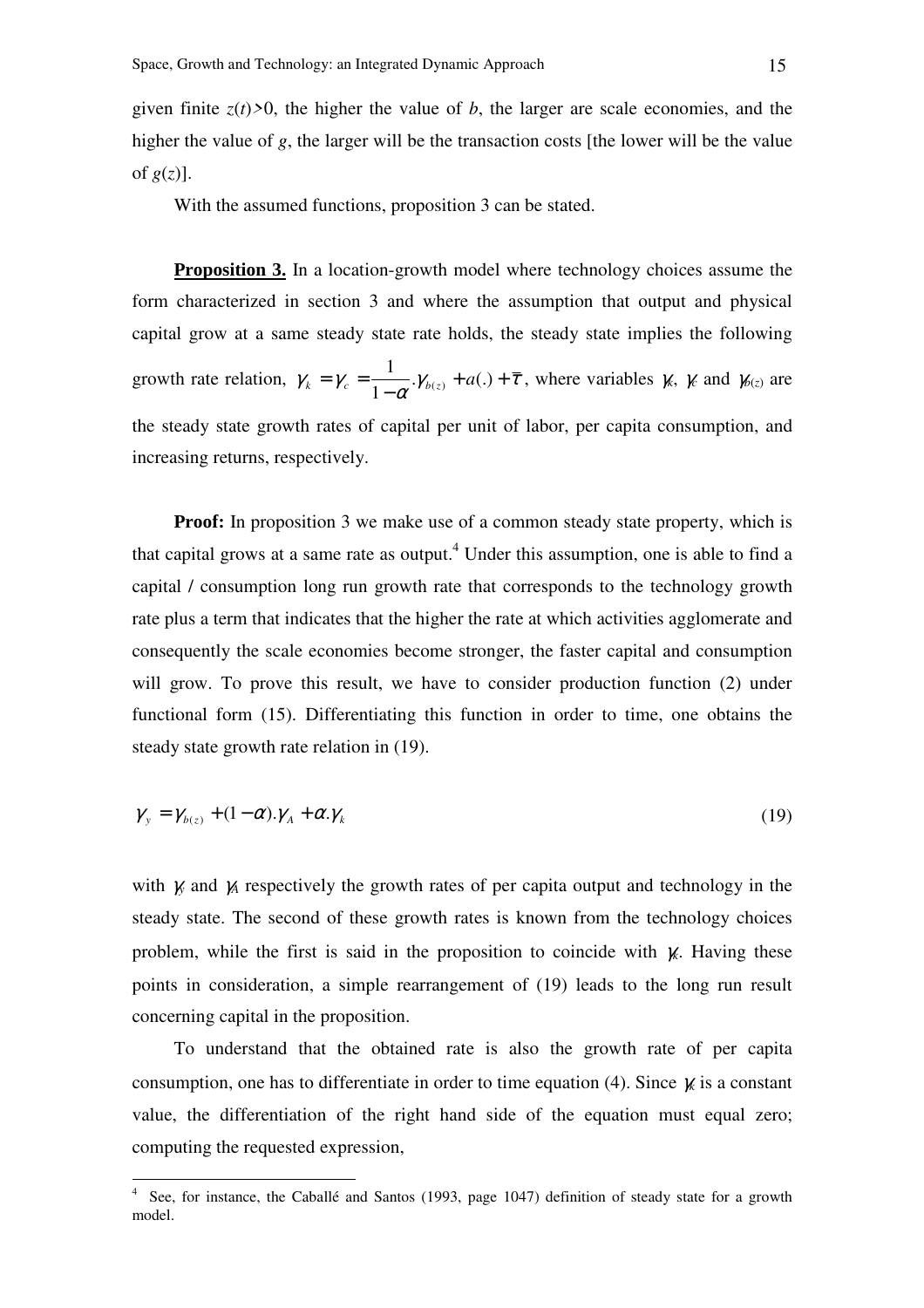given finite $z(t)>0$, the higher the value of $b$, the larger are scale economies, and the higher the value of $g$, the larger will be the transaction costs [the lower will be the value of $g(z)$].

With the assumed functions, proposition 3 can be stated.

**Proposition 3.** In a location-growth model where technology choices assume the form characterized in section 3 and where the assumption that output and physical capital grow at a same steady state rate holds, the steady state implies the following growth rate relation, $\gamma_k = \gamma_c = \frac{1}{1-\alpha}.\gamma_{b(z)} + a(.) + \bar{\tau}$, where variables $\gamma_k$, $\gamma_c$ and $\gamma_{b(z)}$ are the steady state growth rates of capital per unit of labor, per capita consumption, and increasing returns, respectively.

**Proof:** In proposition 3 we make use of a common steady state property, which is that capital grows at a same rate as output.[4] Under this assumption, one is able to find a capital / consumption long run growth rate that corresponds to the technology growth rate plus a term that indicates that the higher the rate at which activities agglomerate and consequently the scale economies become stronger, the faster capital and consumption will grow. To prove this result, we have to consider production function (2) under functional form (15). Differentiating this function in order to time, one obtains the steady state growth rate relation in (19).

$$\gamma_y = \gamma_{b(z)} + (1-\alpha).\gamma_A + \alpha.\gamma_k \tag{19}$$

with $\gamma_y$ and $\gamma_A$ respectively the growth rates of per capita output and technology in the steady state. The second of these growth rates is known from the technology choices problem, while the first is said in the proposition to coincide with $\gamma_k$. Having these points in consideration, a simple rearrangement of (19) leads to the long run result concerning capital in the proposition.

To understand that the obtained rate is also the growth rate of per capita consumption, one has to differentiate in order to time equation (4). Since $\gamma_k$ is a constant value, the differentiation of the right hand side of the equation must equal zero; computing the requested expression,

[4] See, for instance, the Caballé and Santos (1993, page 1047) definition of steady state for a growth model.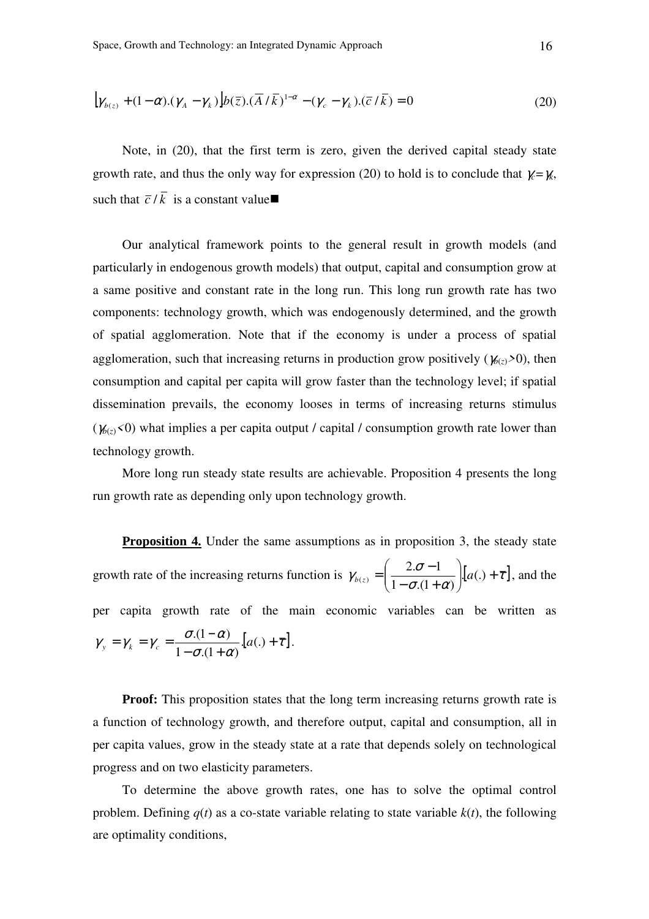$$\left[\gamma_{b(z)} + (1-\alpha).(\gamma_A - \gamma_k)\right].b(\bar{z}).(\bar{A}/\bar{k})^{1-\alpha} - (\gamma_c - \gamma_k).(\bar{c}/\bar{k}) = 0 \tag{20}$$

Note, in (20), that the first term is zero, given the derived capital steady state growth rate, and thus the only way for expression (20) to hold is to conclude that $\gamma_c = \gamma_k$, such that $\bar{c}/\bar{k}$ is a constant value■

Our analytical framework points to the general result in growth models (and particularly in endogenous growth models) that output, capital and consumption grow at a same positive and constant rate in the long run. This long run growth rate has two components: technology growth, which was endogenously determined, and the growth of spatial agglomeration. Note that if the economy is under a process of spatial agglomeration, such that increasing returns in production grow positively ($\gamma_{b(z)}>0$), then consumption and capital per capita will grow faster than the technology level; if spatial dissemination prevails, the economy looses in terms of increasing returns stimulus ($\gamma_{b(z)}<0$) what implies a per capita output / capital / consumption growth rate lower than technology growth.

More long run steady state results are achievable. Proposition 4 presents the long run growth rate as depending only upon technology growth.

**Proposition 4.** Under the same assumptions as in proposition 3, the steady state growth rate of the increasing returns function is $\gamma_{b(z)} = \left(\frac{2.\sigma - 1}{1-\sigma.(1+\alpha)}\right).\left[a(.)+\bar{\tau}\right]$, and the per capita growth rate of the main economic variables can be written as $\gamma_y = \gamma_k = \gamma_c = \frac{\sigma.(1-\alpha)}{1-\sigma.(1+\alpha)}.\left[a(.)+\bar{\tau}\right]$.

**Proof:** This proposition states that the long term increasing returns growth rate is a function of technology growth, and therefore output, capital and consumption, all in per capita values, grow in the steady state at a rate that depends solely on technological progress and on two elasticity parameters.

To determine the above growth rates, one has to solve the optimal control problem. Defining $q(t)$ as a co-state variable relating to state variable $k(t)$, the following are optimality conditions,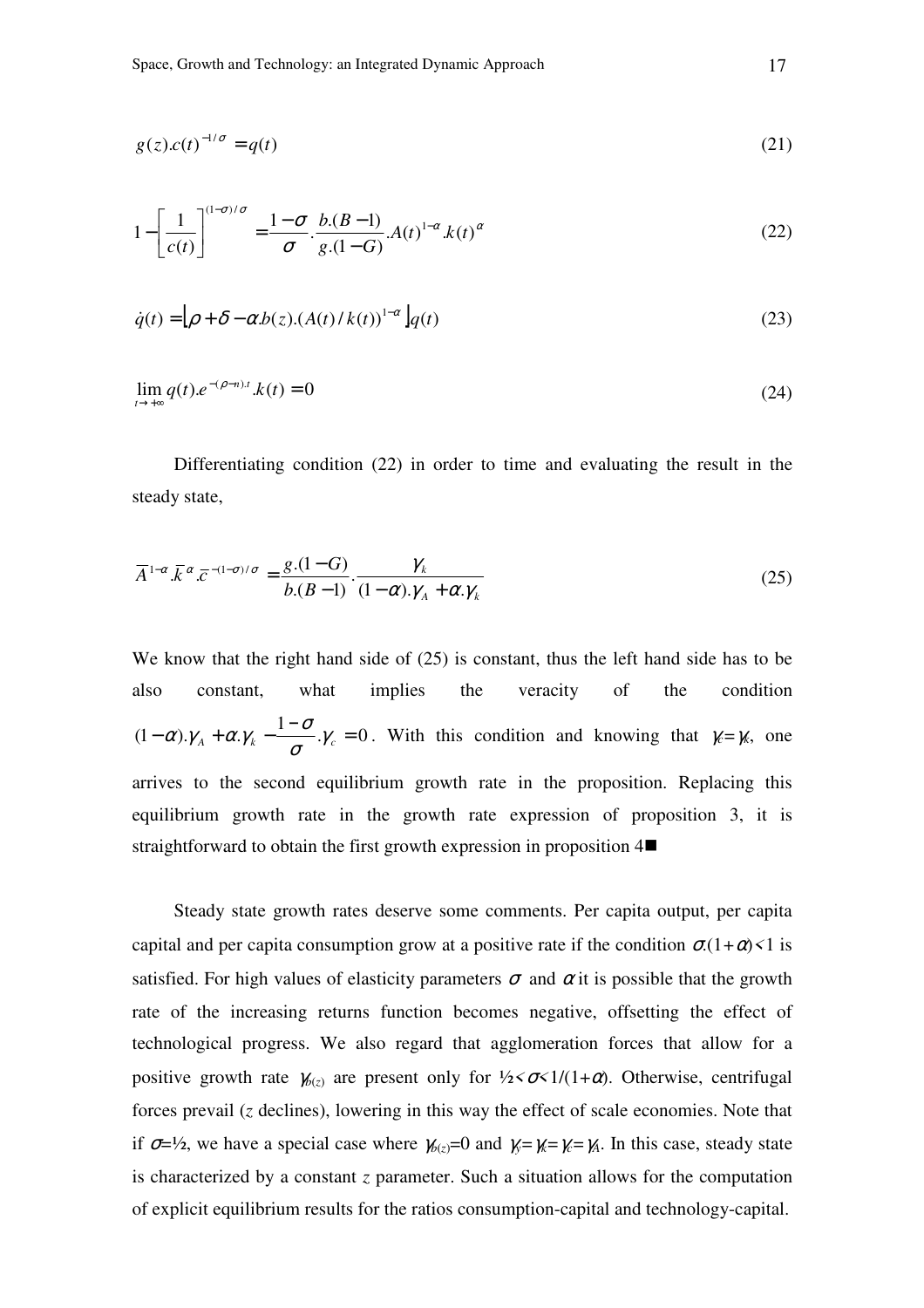$$g(z).c(t)^{-1/\sigma} = q(t) \tag{21}$$

$$1 - \left[\frac{1}{c(t)}\right]^{(1-\sigma)/\sigma} = \frac{1-\sigma}{\sigma} \cdot \frac{b.(B-1)}{g.(1-G)} . A(t)^{1-\alpha} . k(t)^{\alpha} \tag{22}$$

$$\dot{q}(t) = \left[\rho + \delta - \alpha . b(z) . (A(t)/k(t))^{1-\alpha}\right] q(t) \tag{23}$$

$$\lim_{t \to +\infty} q(t) . e^{-(\rho - n).t} . k(t) = 0 \tag{24}$$

Differentiating condition (22) in order to time and evaluating the result in the steady state,

$$\overline{A}^{1-\alpha} . \overline{k}^{\alpha} . \overline{c}^{-(1-\sigma)/\sigma} = \frac{g.(1-G)}{b.(B-1)} \cdot \frac{\gamma_k}{(1-\alpha).\gamma_A + \alpha.\gamma_k} \tag{25}$$

We know that the right hand side of (25) is constant, thus the left hand side has to be also constant, what implies the veracity of the condition $(1-\alpha).\gamma_A + \alpha.\gamma_k - \frac{1-\sigma}{\sigma}.\gamma_c = 0$. With this condition and knowing that $\gamma_c = \gamma_k$, one arrives to the second equilibrium growth rate in the proposition. Replacing this equilibrium growth rate in the growth rate expression of proposition 3, it is straightforward to obtain the first growth expression in proposition 4■

Steady state growth rates deserve some comments. Per capita output, per capita capital and per capita consumption grow at a positive rate if the condition $\sigma.(1+\alpha)<1$ is satisfied. For high values of elasticity parameters $\sigma$ and $\alpha$ it is possible that the growth rate of the increasing returns function becomes negative, offsetting the effect of technological progress. We also regard that agglomeration forces that allow for a positive growth rate $\gamma_{b(z)}$ are present only for $½<\sigma<1/(1+\alpha)$. Otherwise, centrifugal forces prevail (*z* declines), lowering in this way the effect of scale economies. Note that if $\sigma=½$, we have a special case where $\gamma_{b(z)}=0$ and $\gamma_y=\gamma_k=\gamma_c=\gamma_A$. In this case, steady state is characterized by a constant *z* parameter. Such a situation allows for the computation of explicit equilibrium results for the ratios consumption-capital and technology-capital.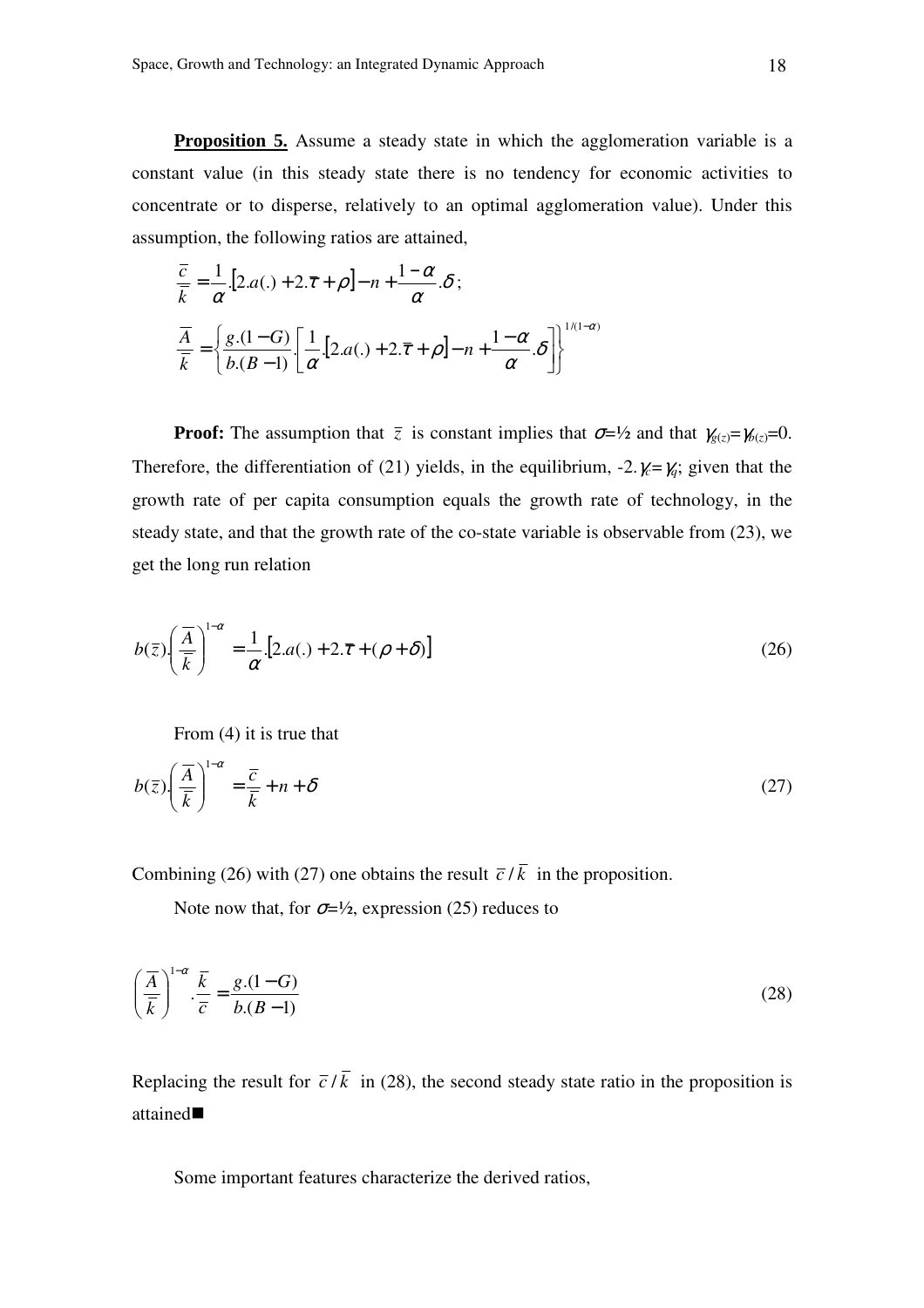**Proposition 5.** Assume a steady state in which the agglomeration variable is a constant value (in this steady state there is no tendency for economic activities to concentrate or to disperse, relatively to an optimal agglomeration value). Under this assumption, the following ratios are attained,

$$\frac{\overline{c}}{\overline{k}} = \frac{1}{\alpha}.\left[2.a(.) + 2.\overline{\tau} + \rho\right] - n + \frac{1-\alpha}{\alpha}.\delta;$$

$$\frac{\overline{A}}{\overline{k}} = \left\{\frac{g.(1-G)}{b.(B-1)}.\left[\frac{1}{\alpha}.\left[2.a(.) + 2.\overline{\tau} + \rho\right] - n + \frac{1-\alpha}{\alpha}.\delta\right]\right\}^{1/(1-\alpha)}$$

**Proof:** The assumption that $\overline{z}$ is constant implies that $\sigma$=½ and that $\gamma_{g(z)}=\gamma_{b(z)}=0$. Therefore, the differentiation of (21) yields, in the equilibrium, $-2.\gamma_c=\gamma_q$; given that the growth rate of per capita consumption equals the growth rate of technology, in the steady state, and that the growth rate of the co-state variable is observable from (23), we get the long run relation

$$b(\overline{z}).\left(\frac{\overline{A}}{\overline{k}}\right)^{1-\alpha} = \frac{1}{\alpha}.\left[2.a(.) + 2.\overline{\tau} + (\rho + \delta)\right] \tag{26}$$

From (4) it is true that

$$b(\overline{z}).\left(\frac{\overline{A}}{\overline{k}}\right)^{1-\alpha} = \frac{\overline{c}}{\overline{k}} + n + \delta \tag{27}$$

Combining (26) with (27) one obtains the result $\overline{c}/\overline{k}$ in the proposition.

Note now that, for $\sigma$=½, expression (25) reduces to

$$\left(\frac{\overline{A}}{\overline{k}}\right)^{1-\alpha}.\frac{\overline{k}}{\overline{c}} = \frac{g.(1-G)}{b.(B-1)} \tag{28}$$

Replacing the result for $\overline{c}/\overline{k}$ in (28), the second steady state ratio in the proposition is attained■

Some important features characterize the derived ratios,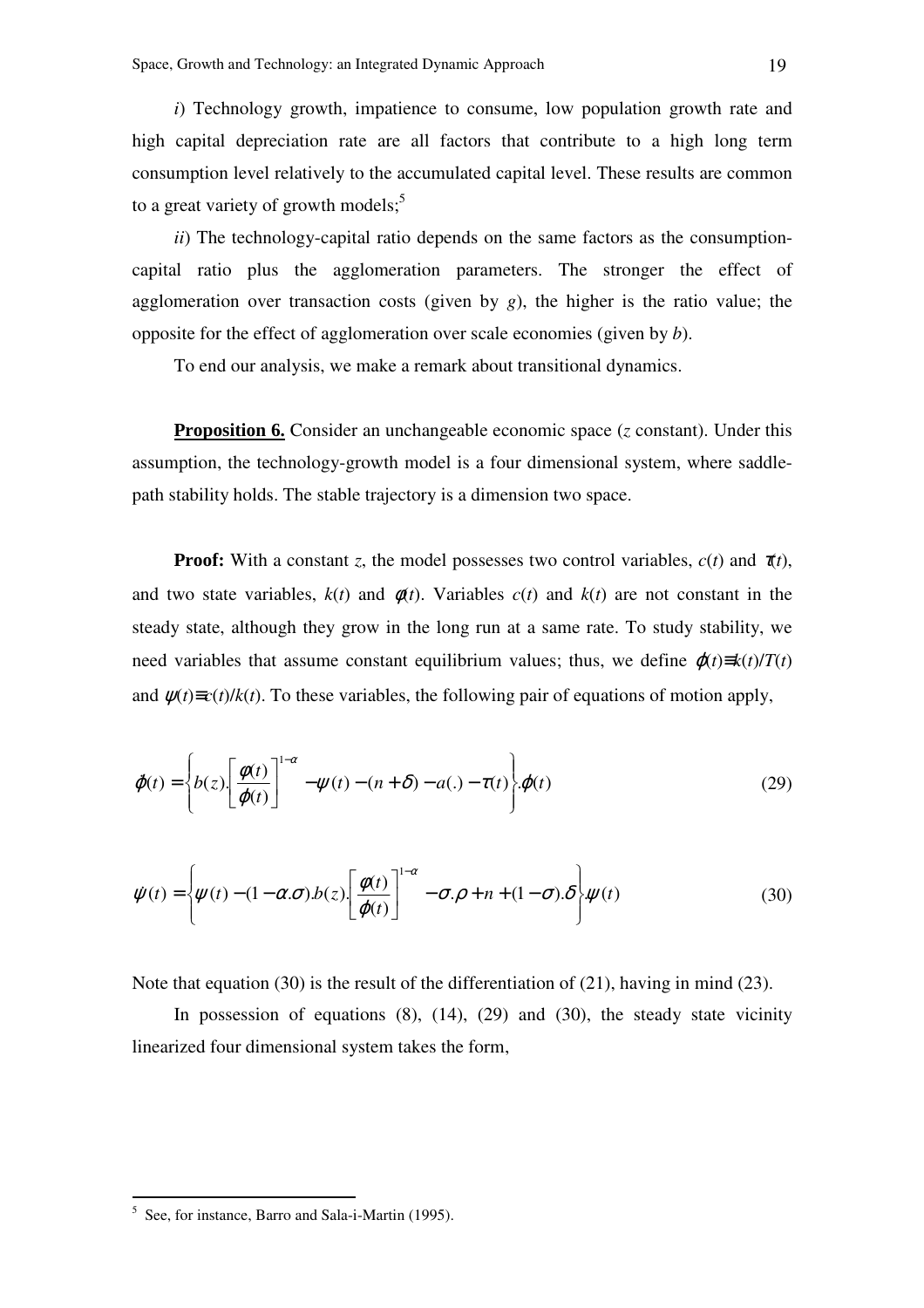*i*) Technology growth, impatience to consume, low population growth rate and high capital depreciation rate are all factors that contribute to a high long term consumption level relatively to the accumulated capital level. These results are common to a great variety of growth models;[5]

*ii*) The technology-capital ratio depends on the same factors as the consumption-capital ratio plus the agglomeration parameters. The stronger the effect of agglomeration over transaction costs (given by *g*), the higher is the ratio value; the opposite for the effect of agglomeration over scale economies (given by *b*).

To end our analysis, we make a remark about transitional dynamics.

**Proposition 6.** Consider an unchangeable economic space ($z$ constant). Under this assumption, the technology-growth model is a four dimensional system, where saddle-path stability holds. The stable trajectory is a dimension two space.

**Proof:** With a constant $z$, the model possesses two control variables, $c(t)$ and $\tau(t)$, and two state variables, $k(t)$ and $\phi(t)$. Variables $c(t)$ and $k(t)$ are not constant in the steady state, although they grow in the long run at a same rate. To study stability, we need variables that assume constant equilibrium values; thus, we define $\varphi(t) \equiv k(t)/T(t)$ and $\psi(t) \equiv c(t)/k(t)$. To these variables, the following pair of equations of motion apply,

$$\dot{\varphi}(t) = \left\{ b(z).\left[\frac{\phi(t)}{\varphi(t)}\right]^{1-\alpha} - \psi(t) - (n+\delta) - a(.) - \tau(t) \right\}.\varphi(t) \tag{29}$$

$$\dot{\psi}(t) = \left\{ \psi(t) - (1-\alpha.\sigma).b(z).\left[\frac{\phi(t)}{\varphi(t)}\right]^{1-\alpha} - \sigma.\rho + n + (1-\sigma).\delta \right\}.\psi(t) \tag{30}$$

Note that equation (30) is the result of the differentiation of (21), having in mind (23).

In possession of equations (8), (14), (29) and (30), the steady state vicinity linearized four dimensional system takes the form,

[5] See, for instance, Barro and Sala-i-Martin (1995).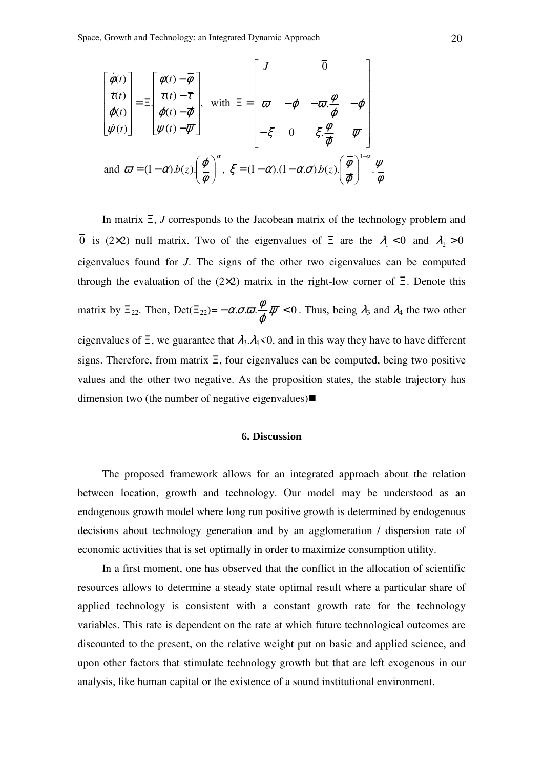$$\begin{bmatrix} \dot{\varphi}(t) \\ \dot{\tau}(t) \\ \dot{\phi}(t) \\ \dot{\psi}(t) \end{bmatrix} = \Xi . \begin{bmatrix} \varphi(t) - \overline{\varphi} \\ \tau(t) - \overline{\tau} \\ \phi(t) - \overline{\phi} \\ \psi(t) - \overline{\psi} \end{bmatrix}, \text{ with } \Xi = \left[ \begin{array}{cc|cc} \multicolumn{2}{c|}{J} & \multicolumn{2}{c}{\overline{0}} \\ \hline \varpi & -\overline{\phi} & -\varpi . \dfrac{\overline{\varphi}}{\overline{\phi}} & -\overline{\phi} \\ -\xi & 0 & \xi . \dfrac{\overline{\varphi}}{\overline{\phi}} & \overline{\psi} \end{array} \right]$$

and $\varpi = (1-\alpha).b(z).\left(\dfrac{\overline{\phi}}{\overline{\varphi}}\right)^{\alpha}$, $\xi = (1-\alpha).(1-\alpha.\sigma).b(z).\left(\dfrac{\overline{\varphi}}{\overline{\phi}}\right)^{1-\alpha}.\dfrac{\overline{\psi}}{\overline{\varphi}}$

In matrix $\Xi$, $J$ corresponds to the Jacobean matrix of the technology problem and $\overline{0}$ is $(2\times2)$ null matrix. Two of the eigenvalues of $\Xi$ are the $\lambda_1 < 0$ and $\lambda_2 > 0$ eigenvalues found for $J$. The signs of the other two eigenvalues can be computed through the evaluation of the $(2\times2)$ matrix in the right-low corner of $\Xi$. Denote this matrix by $\Xi_{22}$. Then, Det($\Xi_{22}$)= $-\alpha.\sigma.\varpi.\dfrac{\overline{\varphi}}{\overline{\phi}}.\overline{\psi} < 0$. Thus, being $\lambda_3$ and $\lambda_4$ the two other eigenvalues of $\Xi$, we guarantee that $\lambda_3.\lambda_4 < 0$, and in this way they have to have different signs. Therefore, from matrix $\Xi$, four eigenvalues can be computed, being two positive values and the other two negative. As the proposition states, the stable trajectory has dimension two (the number of negative eigenvalues)■

## 6. Discussion

The proposed framework allows for an integrated approach about the relation between location, growth and technology. Our model may be understood as an endogenous growth model where long run positive growth is determined by endogenous decisions about technology generation and by an agglomeration / dispersion rate of economic activities that is set optimally in order to maximize consumption utility.

In a first moment, one has observed that the conflict in the allocation of scientific resources allows to determine a steady state optimal result where a particular share of applied technology is consistent with a constant growth rate for the technology variables. This rate is dependent on the rate at which future technological outcomes are discounted to the present, on the relative weight put on basic and applied science, and upon other factors that stimulate technology growth but that are left exogenous in our analysis, like human capital or the existence of a sound institutional environment.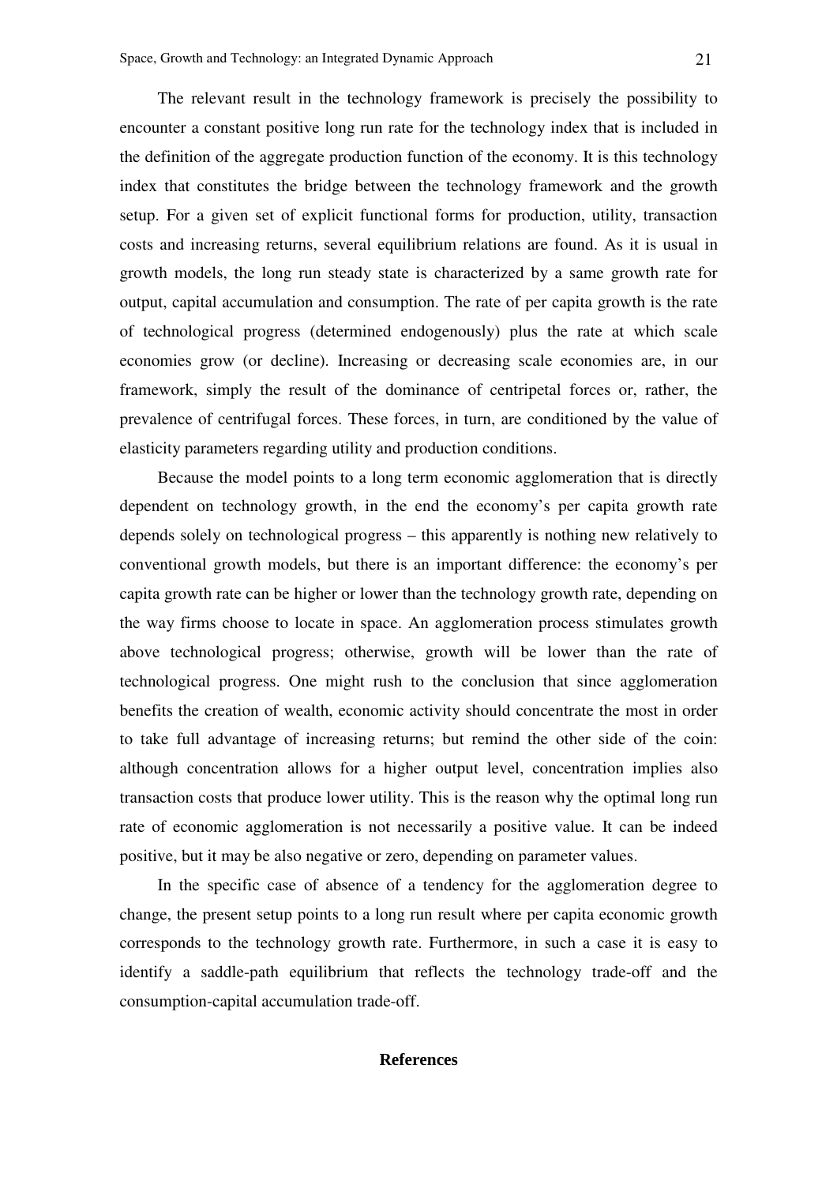The relevant result in the technology framework is precisely the possibility to encounter a constant positive long run rate for the technology index that is included in the definition of the aggregate production function of the economy. It is this technology index that constitutes the bridge between the technology framework and the growth setup. For a given set of explicit functional forms for production, utility, transaction costs and increasing returns, several equilibrium relations are found. As it is usual in growth models, the long run steady state is characterized by a same growth rate for output, capital accumulation and consumption. The rate of per capita growth is the rate of technological progress (determined endogenously) plus the rate at which scale economies grow (or decline). Increasing or decreasing scale economies are, in our framework, simply the result of the dominance of centripetal forces or, rather, the prevalence of centrifugal forces. These forces, in turn, are conditioned by the value of elasticity parameters regarding utility and production conditions.

Because the model points to a long term economic agglomeration that is directly dependent on technology growth, in the end the economy's per capita growth rate depends solely on technological progress – this apparently is nothing new relatively to conventional growth models, but there is an important difference: the economy's per capita growth rate can be higher or lower than the technology growth rate, depending on the way firms choose to locate in space. An agglomeration process stimulates growth above technological progress; otherwise, growth will be lower than the rate of technological progress. One might rush to the conclusion that since agglomeration benefits the creation of wealth, economic activity should concentrate the most in order to take full advantage of increasing returns; but remind the other side of the coin: although concentration allows for a higher output level, concentration implies also transaction costs that produce lower utility. This is the reason why the optimal long run rate of economic agglomeration is not necessarily a positive value. It can be indeed positive, but it may be also negative or zero, depending on parameter values.

In the specific case of absence of a tendency for the agglomeration degree to change, the present setup points to a long run result where per capita economic growth corresponds to the technology growth rate. Furthermore, in such a case it is easy to identify a saddle-path equilibrium that reflects the technology trade-off and the consumption-capital accumulation trade-off.

## References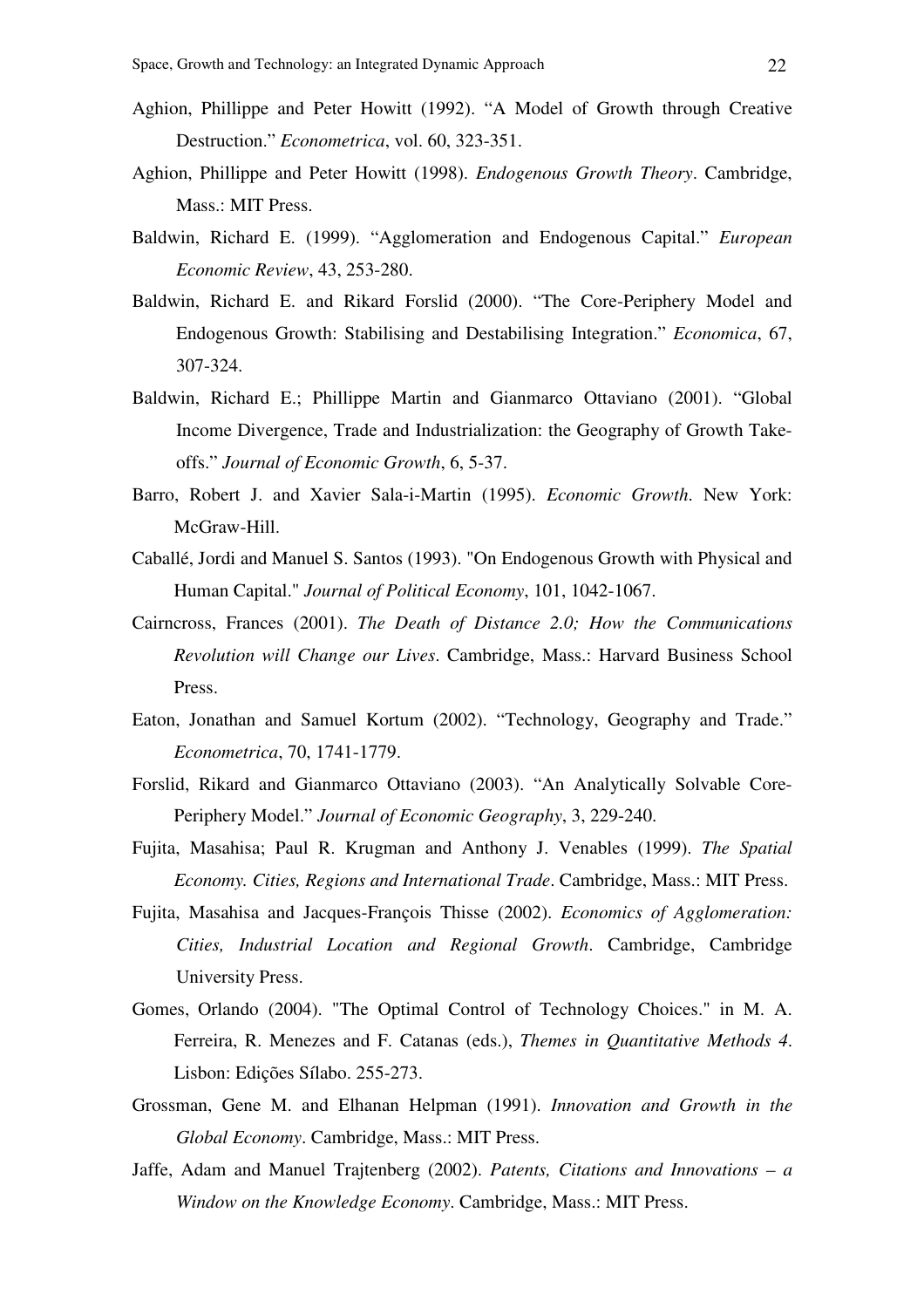Aghion, Phillippe and Peter Howitt (1992). "A Model of Growth through Creative Destruction." *Econometrica*, vol. 60, 323-351.

Aghion, Phillippe and Peter Howitt (1998). *Endogenous Growth Theory*. Cambridge, Mass.: MIT Press.

Baldwin, Richard E. (1999). "Agglomeration and Endogenous Capital." *European Economic Review*, 43, 253-280.

Baldwin, Richard E. and Rikard Forslid (2000). "The Core-Periphery Model and Endogenous Growth: Stabilising and Destabilising Integration." *Economica*, 67, 307-324.

Baldwin, Richard E.; Phillippe Martin and Gianmarco Ottaviano (2001). "Global Income Divergence, Trade and Industrialization: the Geography of Growth Take-offs." *Journal of Economic Growth*, 6, 5-37.

Barro, Robert J. and Xavier Sala-i-Martin (1995). *Economic Growth*. New York: McGraw-Hill.

Caballé, Jordi and Manuel S. Santos (1993). "On Endogenous Growth with Physical and Human Capital." *Journal of Political Economy*, 101, 1042-1067.

Cairncross, Frances (2001). *The Death of Distance 2.0; How the Communications Revolution will Change our Lives*. Cambridge, Mass.: Harvard Business School Press.

Eaton, Jonathan and Samuel Kortum (2002). "Technology, Geography and Trade." *Econometrica*, 70, 1741-1779.

Forslid, Rikard and Gianmarco Ottaviano (2003). "An Analytically Solvable Core-Periphery Model." *Journal of Economic Geography*, 3, 229-240.

Fujita, Masahisa; Paul R. Krugman and Anthony J. Venables (1999). *The Spatial Economy. Cities, Regions and International Trade*. Cambridge, Mass.: MIT Press.

Fujita, Masahisa and Jacques-François Thisse (2002). *Economics of Agglomeration: Cities, Industrial Location and Regional Growth*. Cambridge, Cambridge University Press.

Gomes, Orlando (2004). "The Optimal Control of Technology Choices." in M. A. Ferreira, R. Menezes and F. Catanas (eds.), *Themes in Quantitative Methods 4*. Lisbon: Edições Sílabo. 255-273.

Grossman, Gene M. and Elhanan Helpman (1991). *Innovation and Growth in the Global Economy*. Cambridge, Mass.: MIT Press.

Jaffe, Adam and Manuel Trajtenberg (2002). *Patents, Citations and Innovations – a Window on the Knowledge Economy*. Cambridge, Mass.: MIT Press.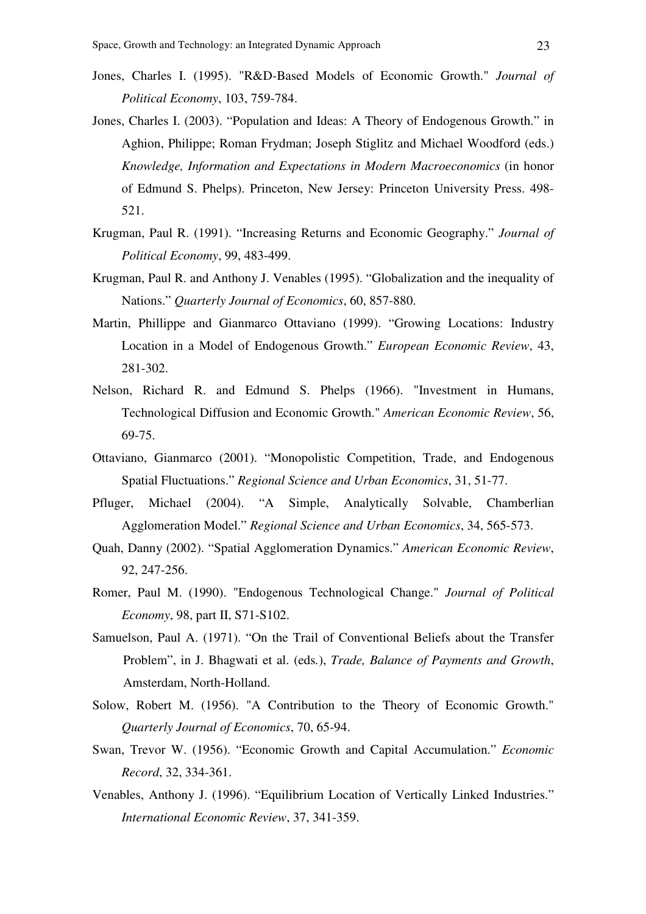Jones, Charles I. (1995). "R&D-Based Models of Economic Growth." *Journal of Political Economy*, 103, 759-784.

Jones, Charles I. (2003). "Population and Ideas: A Theory of Endogenous Growth." in Aghion, Philippe; Roman Frydman; Joseph Stiglitz and Michael Woodford (eds.) *Knowledge, Information and Expectations in Modern Macroeconomics* (in honor of Edmund S. Phelps). Princeton, New Jersey: Princeton University Press. 498-521.

Krugman, Paul R. (1991). "Increasing Returns and Economic Geography." *Journal of Political Economy*, 99, 483-499.

Krugman, Paul R. and Anthony J. Venables (1995). "Globalization and the inequality of Nations." *Quarterly Journal of Economics*, 60, 857-880.

Martin, Phillippe and Gianmarco Ottaviano (1999). "Growing Locations: Industry Location in a Model of Endogenous Growth." *European Economic Review*, 43, 281-302.

Nelson, Richard R. and Edmund S. Phelps (1966). "Investment in Humans, Technological Diffusion and Economic Growth." *American Economic Review*, 56, 69-75.

Ottaviano, Gianmarco (2001). "Monopolistic Competition, Trade, and Endogenous Spatial Fluctuations." *Regional Science and Urban Economics*, 31, 51-77.

Pfluger, Michael (2004). "A Simple, Analytically Solvable, Chamberlian Agglomeration Model." *Regional Science and Urban Economics*, 34, 565-573.

Quah, Danny (2002). "Spatial Agglomeration Dynamics." *American Economic Review*, 92, 247-256.

Romer, Paul M. (1990). "Endogenous Technological Change." *Journal of Political Economy*, 98, part II, S71-S102.

Samuelson, Paul A. (1971). "On the Trail of Conventional Beliefs about the Transfer Problem", in J. Bhagwati et al. (eds.), *Trade, Balance of Payments and Growth*, Amsterdam, North-Holland.

Solow, Robert M. (1956). "A Contribution to the Theory of Economic Growth." *Quarterly Journal of Economics*, 70, 65-94.

Swan, Trevor W. (1956). "Economic Growth and Capital Accumulation." *Economic Record*, 32, 334-361.

Venables, Anthony J. (1996). "Equilibrium Location of Vertically Linked Industries." *International Economic Review*, 37, 341-359.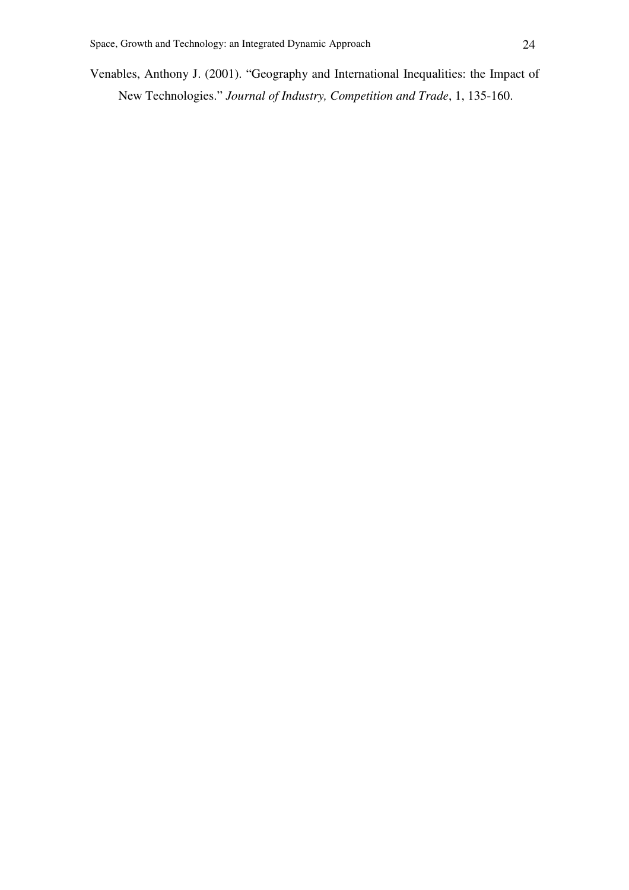Venables, Anthony J. (2001). "Geography and International Inequalities: the Impact of New Technologies." *Journal of Industry, Competition and Trade*, 1, 135-160.